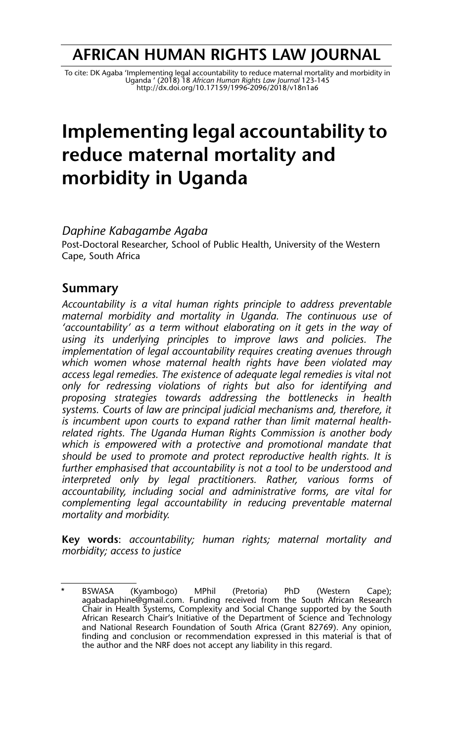# AFRICAN HUMAN RIGHTS LAW JOURNAL

To cite: DK Agaba 'Implementing legal accountability to reduce maternal mortality and morbidity in Uganda ' (2018) 18 *African Human Rights Law Journal* 123-145
http://dx.doi.org/10.17159/1996-2096/2018/v18n1a6

# Implementing legal accountability to reduce maternal mortality and morbidity in Uganda

*Daphine Kabagambe Agaba*
Post-Doctoral Researcher, School of Public Health, University of the Western Cape, South Africa

## Summary

*Accountability is a vital human rights principle to address preventable maternal morbidity and mortality in Uganda. The continuous use of 'accountability' as a term without elaborating on it gets in the way of using its underlying principles to improve laws and policies. The implementation of legal accountability requires creating avenues through which women whose maternal health rights have been violated may access legal remedies. The existence of adequate legal remedies is vital not only for redressing violations of rights but also for identifying and proposing strategies towards addressing the bottlenecks in health systems. Courts of law are principal judicial mechanisms and, therefore, it is incumbent upon courts to expand rather than limit maternal health-related rights. The Uganda Human Rights Commission is another body which is empowered with a protective and promotional mandate that should be used to promote and protect reproductive health rights. It is further emphasised that accountability is not a tool to be understood and interpreted only by legal practitioners. Rather, various forms of accountability, including social and administrative forms, are vital for complementing legal accountability in reducing preventable maternal mortality and morbidity.*

**Key words**: *accountability; human rights; maternal mortality and morbidity; access to justice*

---

\* BSWASA (Kyambogo) MPhil (Pretoria) PhD (Western Cape); agabadaphine@gmail.com. Funding received from the South African Research Chair in Health Systems, Complexity and Social Change supported by the South African Research Chair's Initiative of the Department of Science and Technology and National Research Foundation of South Africa (Grant 82769). Any opinion, finding and conclusion or recommendation expressed in this material is that of the author and the NRF does not accept any liability in this regard.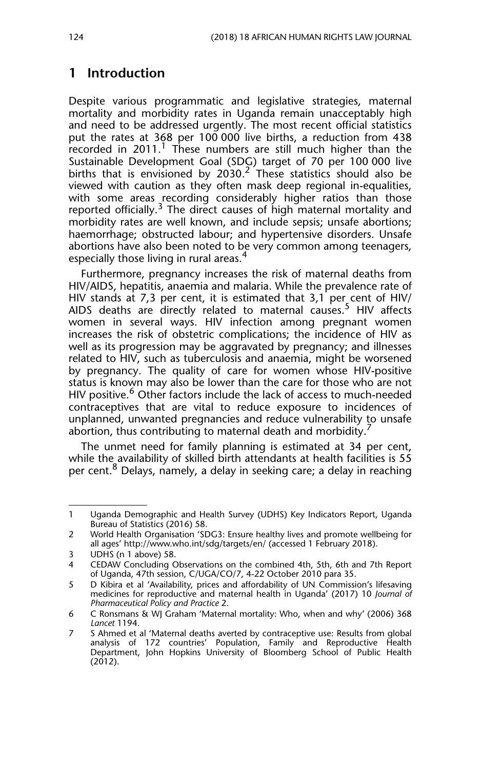## 1 Introduction

Despite various programmatic and legislative strategies, maternal mortality and morbidity rates in Uganda remain unacceptably high and need to be addressed urgently. The most recent official statistics put the rates at 368 per 100 000 live births, a reduction from 438 recorded in 2011.[1] These numbers are still much higher than the Sustainable Development Goal (SDG) target of 70 per 100 000 live births that is envisioned by 2030.[2] These statistics should also be viewed with caution as they often mask deep regional in-equalities, with some areas recording considerably higher ratios than those reported officially.[3] The direct causes of high maternal mortality and morbidity rates are well known, and include sepsis; unsafe abortions; haemorrhage; obstructed labour; and hypertensive disorders. Unsafe abortions have also been noted to be very common among teenagers, especially those living in rural areas.[4]

Furthermore, pregnancy increases the risk of maternal deaths from HIV/AIDS, hepatitis, anaemia and malaria. While the prevalence rate of HIV stands at 7,3 per cent, it is estimated that 3,1 per cent of HIV/AIDS deaths are directly related to maternal causes.[5] HIV affects women in several ways. HIV infection among pregnant women increases the risk of obstetric complications; the incidence of HIV as well as its progression may be aggravated by pregnancy; and illnesses related to HIV, such as tuberculosis and anaemia, might be worsened by pregnancy. The quality of care for women whose HIV-positive status is known may also be lower than the care for those who are not HIV positive.[6] Other factors include the lack of access to much-needed contraceptives that are vital to reduce exposure to incidences of unplanned, unwanted pregnancies and reduce vulnerability to unsafe abortion, thus contributing to maternal death and morbidity.[7]

The unmet need for family planning is estimated at 34 per cent, while the availability of skilled birth attendants at health facilities is 55 per cent.[8] Delays, namely, a delay in seeking care; a delay in reaching

---

1 Uganda Demographic and Health Survey (UDHS) Key Indicators Report, Uganda Bureau of Statistics (2016) 58.

2 World Health Organisation 'SDG3: Ensure healthy lives and promote wellbeing for all ages' http://www.who.int/sdg/targets/en/ (accessed 1 February 2018).

3 UDHS (n 1 above) 58.

4 CEDAW Concluding Observations on the combined 4th, 5th, 6th and 7th Report of Uganda, 47th session, C/UGA/CO/7, 4-22 October 2010 para 35.

5 D Kibira et al 'Availability, prices and affordability of UN Commission's lifesaving medicines for reproductive and maternal health in Uganda' (2017) 10 *Journal of Pharmaceutical Policy and Practice* 2.

6 C Ronsmans & WJ Graham 'Maternal mortality: Who, when and why' (2006) 368 *Lancet* 1194.

7 S Ahmed et al 'Maternal deaths averted by contraceptive use: Results from global analysis of 172 countries' Population, Family and Reproductive Health Department, John Hopkins University of Bloomberg School of Public Health (2012).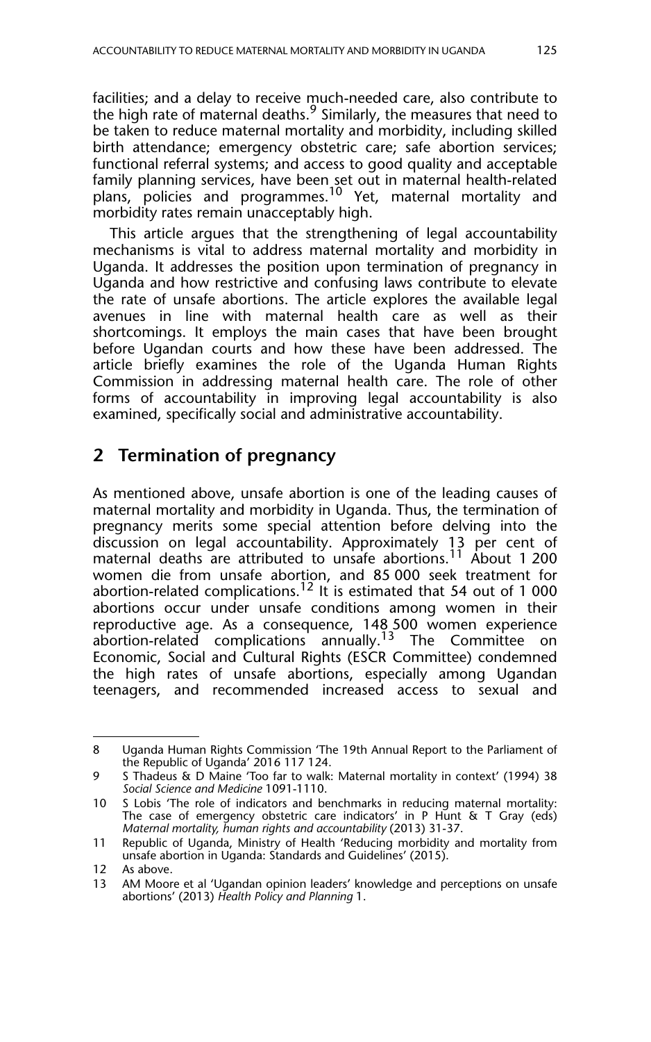facilities; and a delay to receive much-needed care, also contribute to the high rate of maternal deaths.[9] Similarly, the measures that need to be taken to reduce maternal mortality and morbidity, including skilled birth attendance; emergency obstetric care; safe abortion services; functional referral systems; and access to good quality and acceptable family planning services, have been set out in maternal health-related plans, policies and programmes.[10] Yet, maternal mortality and morbidity rates remain unacceptably high.

This article argues that the strengthening of legal accountability mechanisms is vital to address maternal mortality and morbidity in Uganda. It addresses the position upon termination of pregnancy in Uganda and how restrictive and confusing laws contribute to elevate the rate of unsafe abortions. The article explores the available legal avenues in line with maternal health care as well as their shortcomings. It employs the main cases that have been brought before Ugandan courts and how these have been addressed. The article briefly examines the role of the Uganda Human Rights Commission in addressing maternal health care. The role of other forms of accountability in improving legal accountability is also examined, specifically social and administrative accountability.

## 2 Termination of pregnancy

As mentioned above, unsafe abortion is one of the leading causes of maternal mortality and morbidity in Uganda. Thus, the termination of pregnancy merits some special attention before delving into the discussion on legal accountability. Approximately 13 per cent of maternal deaths are attributed to unsafe abortions.[11] About 1 200 women die from unsafe abortion, and 85 000 seek treatment for abortion-related complications.[12] It is estimated that 54 out of 1 000 abortions occur under unsafe conditions among women in their reproductive age. As a consequence, 148 500 women experience abortion-related complications annually.[13] The Committee on Economic, Social and Cultural Rights (ESCR Committee) condemned the high rates of unsafe abortions, especially among Ugandan teenagers, and recommended increased access to sexual and

---

8 Uganda Human Rights Commission 'The 19th Annual Report to the Parliament of the Republic of Uganda' 2016 117 124.

9 S Thadeus & D Maine 'Too far to walk: Maternal mortality in context' (1994) 38 *Social Science and Medicine* 1091-1110.

10 S Lobis 'The role of indicators and benchmarks in reducing maternal mortality: The case of emergency obstetric care indicators' in P Hunt & T Gray (eds) *Maternal mortality, human rights and accountability* (2013) 31-37.

11 Republic of Uganda, Ministry of Health 'Reducing morbidity and mortality from unsafe abortion in Uganda: Standards and Guidelines' (2015).

12 As above.

13 AM Moore et al 'Ugandan opinion leaders' knowledge and perceptions on unsafe abortions' (2013) *Health Policy and Planning* 1.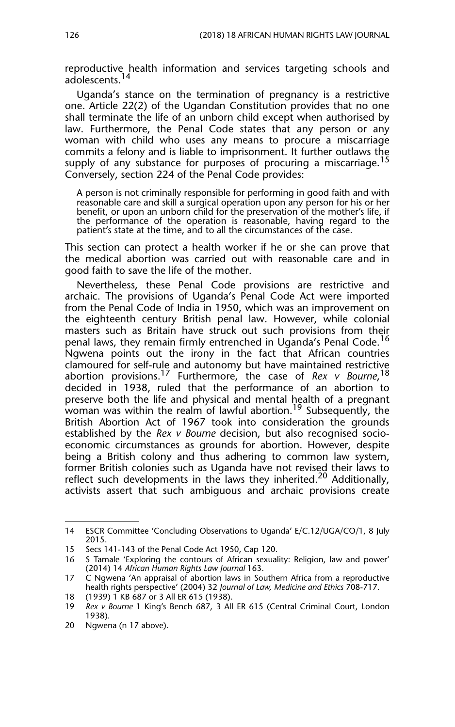reproductive health information and services targeting schools and adolescents.[14]

Uganda's stance on the termination of pregnancy is a restrictive one. Article 22(2) of the Ugandan Constitution provides that no one shall terminate the life of an unborn child except when authorised by law. Furthermore, the Penal Code states that any person or any woman with child who uses any means to procure a miscarriage commits a felony and is liable to imprisonment. It further outlaws the supply of any substance for purposes of procuring a miscarriage.[15] Conversely, section 224 of the Penal Code provides:

> A person is not criminally responsible for performing in good faith and with reasonable care and skill a surgical operation upon any person for his or her benefit, or upon an unborn child for the preservation of the mother's life, if the performance of the operation is reasonable, having regard to the patient's state at the time, and to all the circumstances of the case.

This section can protect a health worker if he or she can prove that the medical abortion was carried out with reasonable care and in good faith to save the life of the mother.

Nevertheless, these Penal Code provisions are restrictive and archaic. The provisions of Uganda's Penal Code Act were imported from the Penal Code of India in 1950, which was an improvement on the eighteenth century British penal law. However, while colonial masters such as Britain have struck out such provisions from their penal laws, they remain firmly entrenched in Uganda's Penal Code.[16] Ngwena points out the irony in the fact that African countries clamoured for self-rule and autonomy but have maintained restrictive abortion provisions.[17] Furthermore, the case of *Rex v Bourne*,[18] decided in 1938, ruled that the performance of an abortion to preserve both the life and physical and mental health of a pregnant woman was within the realm of lawful abortion.[19] Subsequently, the British Abortion Act of 1967 took into consideration the grounds established by the *Rex v Bourne* decision, but also recognised socio-economic circumstances as grounds for abortion. However, despite being a British colony and thus adhering to common law system, former British colonies such as Uganda have not revised their laws to reflect such developments in the laws they inherited.[20] Additionally, activists assert that such ambiguous and archaic provisions create

---

14 ESCR Committee 'Concluding Observations to Uganda' E/C.12/UGA/CO/1, 8 July 2015.

15 Secs 141-143 of the Penal Code Act 1950, Cap 120.

16 S Tamale 'Exploring the contours of African sexuality: Religion, law and power' (2014) 14 *African Human Rights Law Journal* 163.

17 C Ngwena 'An appraisal of abortion laws in Southern Africa from a reproductive health rights perspective' (2004) 32 *Journal of Law, Medicine and Ethics* 708-717.

18 (1939) 1 KB 687 or 3 All ER 615 (1938).

19 *Rex v Bourne* 1 King's Bench 687, 3 All ER 615 (Central Criminal Court, London 1938).

20 Ngwena (n 17 above).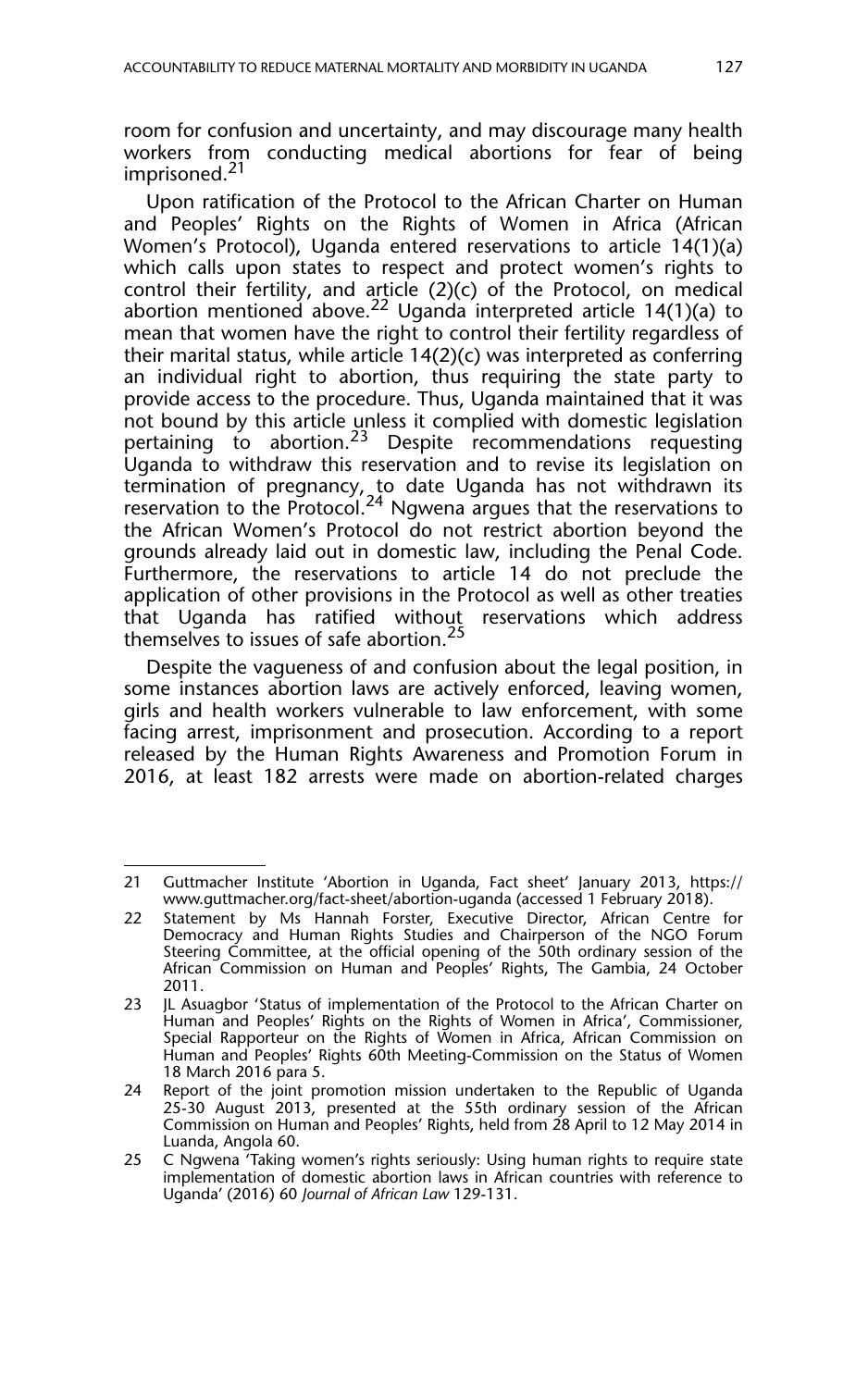room for confusion and uncertainty, and may discourage many health workers from conducting medical abortions for fear of being imprisoned.[21]

Upon ratification of the Protocol to the African Charter on Human and Peoples' Rights on the Rights of Women in Africa (African Women's Protocol), Uganda entered reservations to article 14(1)(a) which calls upon states to respect and protect women's rights to control their fertility, and article (2)(c) of the Protocol, on medical abortion mentioned above.[22] Uganda interpreted article 14(1)(a) to mean that women have the right to control their fertility regardless of their marital status, while article 14(2)(c) was interpreted as conferring an individual right to abortion, thus requiring the state party to provide access to the procedure. Thus, Uganda maintained that it was not bound by this article unless it complied with domestic legislation pertaining to abortion.[23] Despite recommendations requesting Uganda to withdraw this reservation and to revise its legislation on termination of pregnancy, to date Uganda has not withdrawn its reservation to the Protocol.[24] Ngwena argues that the reservations to the African Women's Protocol do not restrict abortion beyond the grounds already laid out in domestic law, including the Penal Code. Furthermore, the reservations to article 14 do not preclude the application of other provisions in the Protocol as well as other treaties that Uganda has ratified without reservations which address themselves to issues of safe abortion.[25]

Despite the vagueness of and confusion about the legal position, in some instances abortion laws are actively enforced, leaving women, girls and health workers vulnerable to law enforcement, with some facing arrest, imprisonment and prosecution. According to a report released by the Human Rights Awareness and Promotion Forum in 2016, at least 182 arrests were made on abortion-related charges

---

21 Guttmacher Institute 'Abortion in Uganda, Fact sheet' January 2013, https://www.guttmacher.org/fact-sheet/abortion-uganda (accessed 1 February 2018).

22 Statement by Ms Hannah Forster, Executive Director, African Centre for Democracy and Human Rights Studies and Chairperson of the NGO Forum Steering Committee, at the official opening of the 50th ordinary session of the African Commission on Human and Peoples' Rights, The Gambia, 24 October 2011.

23 JL Asuagbor 'Status of implementation of the Protocol to the African Charter on Human and Peoples' Rights on the Rights of Women in Africa', Commissioner, Special Rapporteur on the Rights of Women in Africa, African Commission on Human and Peoples' Rights 60th Meeting-Commission on the Status of Women 18 March 2016 para 5.

24 Report of the joint promotion mission undertaken to the Republic of Uganda 25-30 August 2013, presented at the 55th ordinary session of the African Commission on Human and Peoples' Rights, held from 28 April to 12 May 2014 in Luanda, Angola 60.

25 C Ngwena 'Taking women's rights seriously: Using human rights to require state implementation of domestic abortion laws in African countries with reference to Uganda' (2016) 60 *Journal of African Law* 129-131.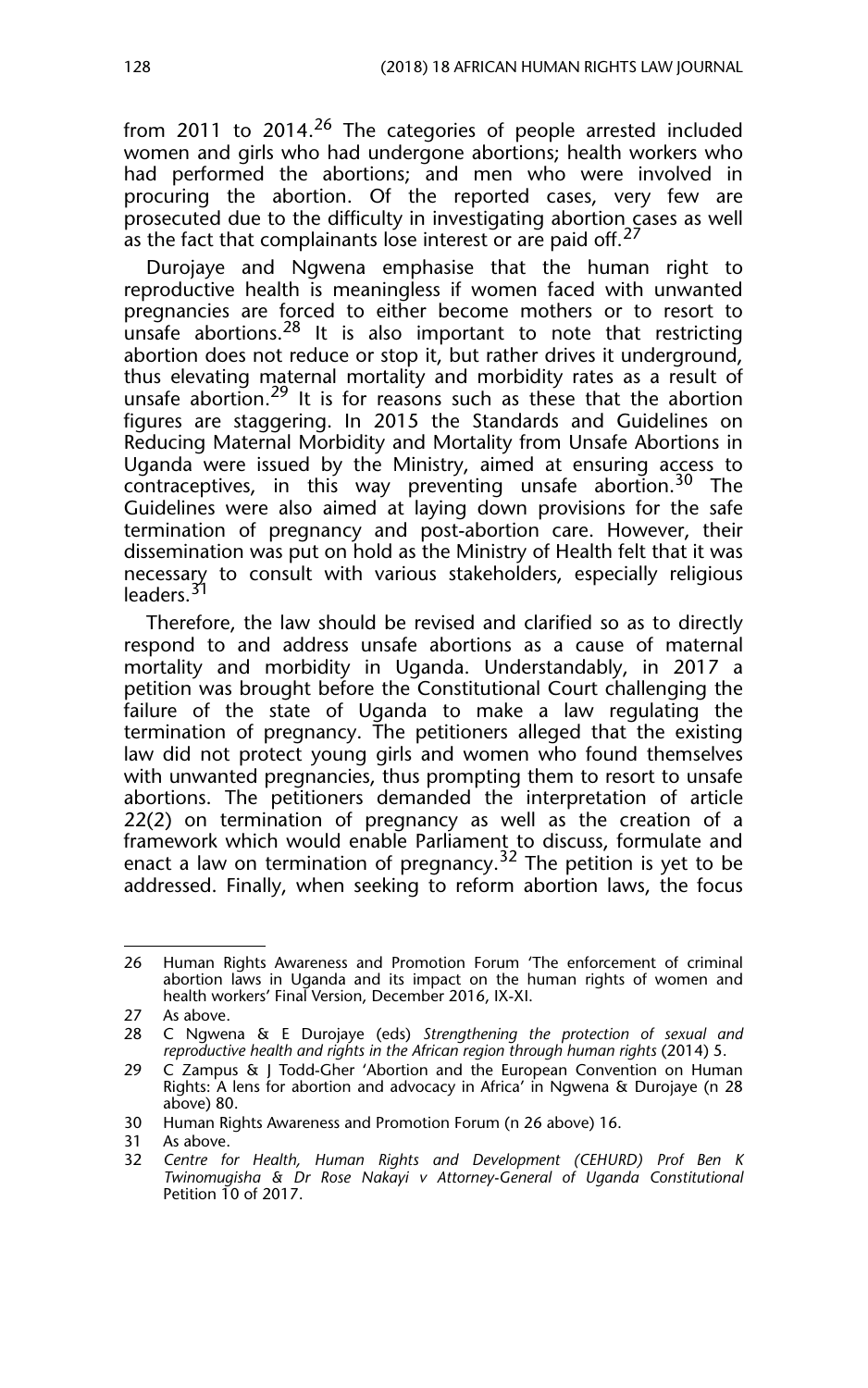from 2011 to 2014.[26] The categories of people arrested included women and girls who had undergone abortions; health workers who had performed the abortions; and men who were involved in procuring the abortion. Of the reported cases, very few are prosecuted due to the difficulty in investigating abortion cases as well as the fact that complainants lose interest or are paid off.[27]

Durojaye and Ngwena emphasise that the human right to reproductive health is meaningless if women faced with unwanted pregnancies are forced to either become mothers or to resort to unsafe abortions.[28] It is also important to note that restricting abortion does not reduce or stop it, but rather drives it underground, thus elevating maternal mortality and morbidity rates as a result of unsafe abortion.[29] It is for reasons such as these that the abortion figures are staggering. In 2015 the Standards and Guidelines on Reducing Maternal Morbidity and Mortality from Unsafe Abortions in Uganda were issued by the Ministry, aimed at ensuring access to contraceptives, in this way preventing unsafe abortion.[30] The Guidelines were also aimed at laying down provisions for the safe termination of pregnancy and post-abortion care. However, their dissemination was put on hold as the Ministry of Health felt that it was necessary to consult with various stakeholders, especially religious leaders.[31]

Therefore, the law should be revised and clarified so as to directly respond to and address unsafe abortions as a cause of maternal mortality and morbidity in Uganda. Understandably, in 2017 a petition was brought before the Constitutional Court challenging the failure of the state of Uganda to make a law regulating the termination of pregnancy. The petitioners alleged that the existing law did not protect young girls and women who found themselves with unwanted pregnancies, thus prompting them to resort to unsafe abortions. The petitioners demanded the interpretation of article 22(2) on termination of pregnancy as well as the creation of a framework which would enable Parliament to discuss, formulate and enact a law on termination of pregnancy.[32] The petition is yet to be addressed. Finally, when seeking to reform abortion laws, the focus

---

26 Human Rights Awareness and Promotion Forum 'The enforcement of criminal abortion laws in Uganda and its impact on the human rights of women and health workers' Final Version, December 2016, IX-XI.

27 As above.

28 C Ngwena & E Durojaye (eds) *Strengthening the protection of sexual and reproductive health and rights in the African region through human rights* (2014) 5.

29 C Zampus & J Todd-Gher 'Abortion and the European Convention on Human Rights: A lens for abortion and advocacy in Africa' in Ngwena & Durojaye (n 28 above) 80.

30 Human Rights Awareness and Promotion Forum (n 26 above) 16.

31 As above.

32 *Centre for Health, Human Rights and Development (CEHURD) Prof Ben K Twinomugisha & Dr Rose Nakayi v Attorney-General of Uganda Constitutional* Petition 10 of 2017.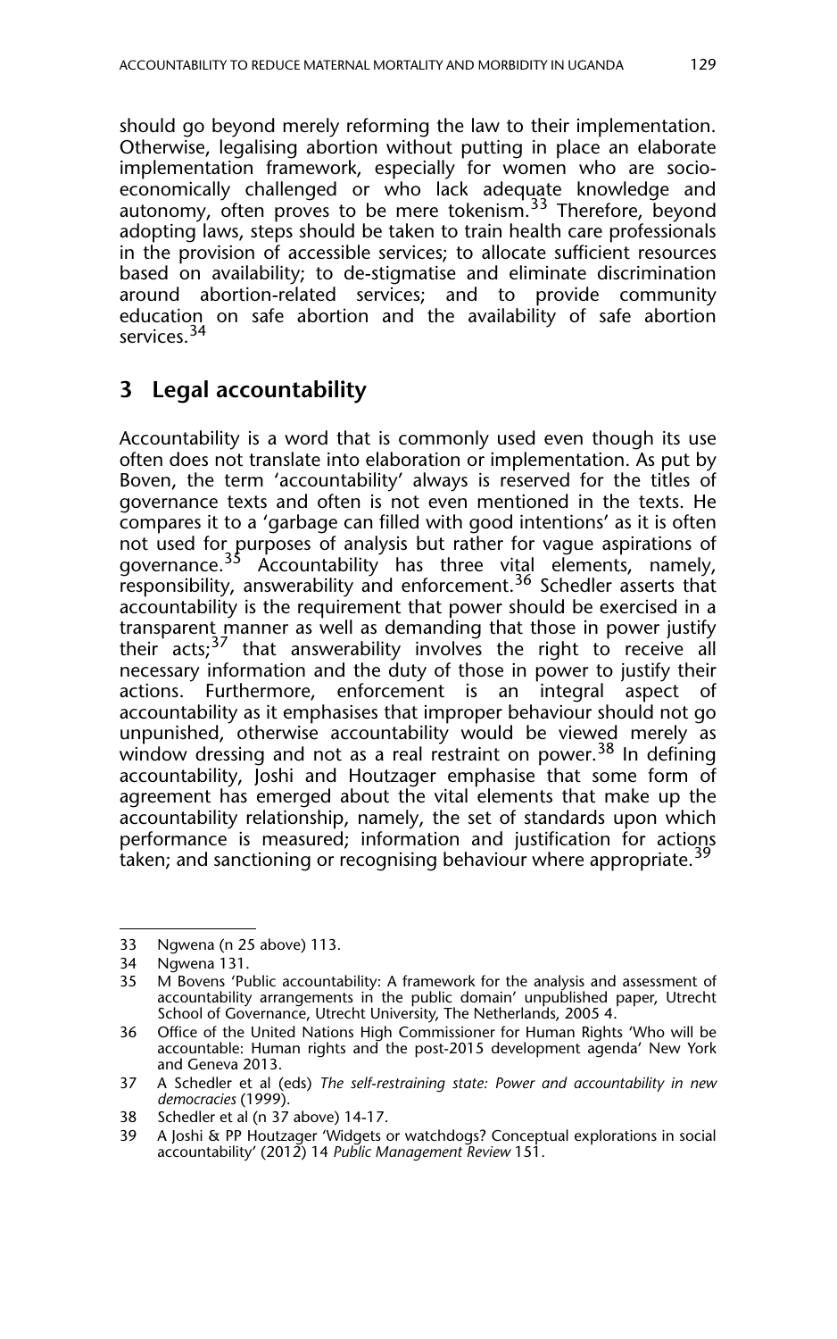should go beyond merely reforming the law to their implementation. Otherwise, legalising abortion without putting in place an elaborate implementation framework, especially for women who are socio-economically challenged or who lack adequate knowledge and autonomy, often proves to be mere tokenism.[33] Therefore, beyond adopting laws, steps should be taken to train health care professionals in the provision of accessible services; to allocate sufficient resources based on availability; to de-stigmatise and eliminate discrimination around abortion-related services; and to provide community education on safe abortion and the availability of safe abortion services.[34]

## 3 Legal accountability

Accountability is a word that is commonly used even though its use often does not translate into elaboration or implementation. As put by Boven, the term 'accountability' always is reserved for the titles of governance texts and often is not even mentioned in the texts. He compares it to a 'garbage can filled with good intentions' as it is often not used for purposes of analysis but rather for vague aspirations of governance.[35] Accountability has three vital elements, namely, responsibility, answerability and enforcement.[36] Schedler asserts that accountability is the requirement that power should be exercised in a transparent manner as well as demanding that those in power justify their acts;[37] that answerability involves the right to receive all necessary information and the duty of those in power to justify their actions. Furthermore, enforcement is an integral aspect of accountability as it emphasises that improper behaviour should not go unpunished, otherwise accountability would be viewed merely as window dressing and not as a real restraint on power.[38] In defining accountability, Joshi and Houtzager emphasise that some form of agreement has emerged about the vital elements that make up the accountability relationship, namely, the set of standards upon which performance is measured; information and justification for actions taken; and sanctioning or recognising behaviour where appropriate.[39]

---

33 Ngwena (n 25 above) 113.

34 Ngwena 131.

35 M Bovens 'Public accountability: A framework for the analysis and assessment of accountability arrangements in the public domain' unpublished paper, Utrecht School of Governance, Utrecht University, The Netherlands, 2005 4.

36 Office of the United Nations High Commissioner for Human Rights 'Who will be accountable: Human rights and the post-2015 development agenda' New York and Geneva 2013.

37 A Schedler et al (eds) *The self-restraining state: Power and accountability in new democracies* (1999).

38 Schedler et al (n 37 above) 14-17.

39 A Joshi & PP Houtzager 'Widgets or watchdogs? Conceptual explorations in social accountability' (2012) 14 *Public Management Review* 151.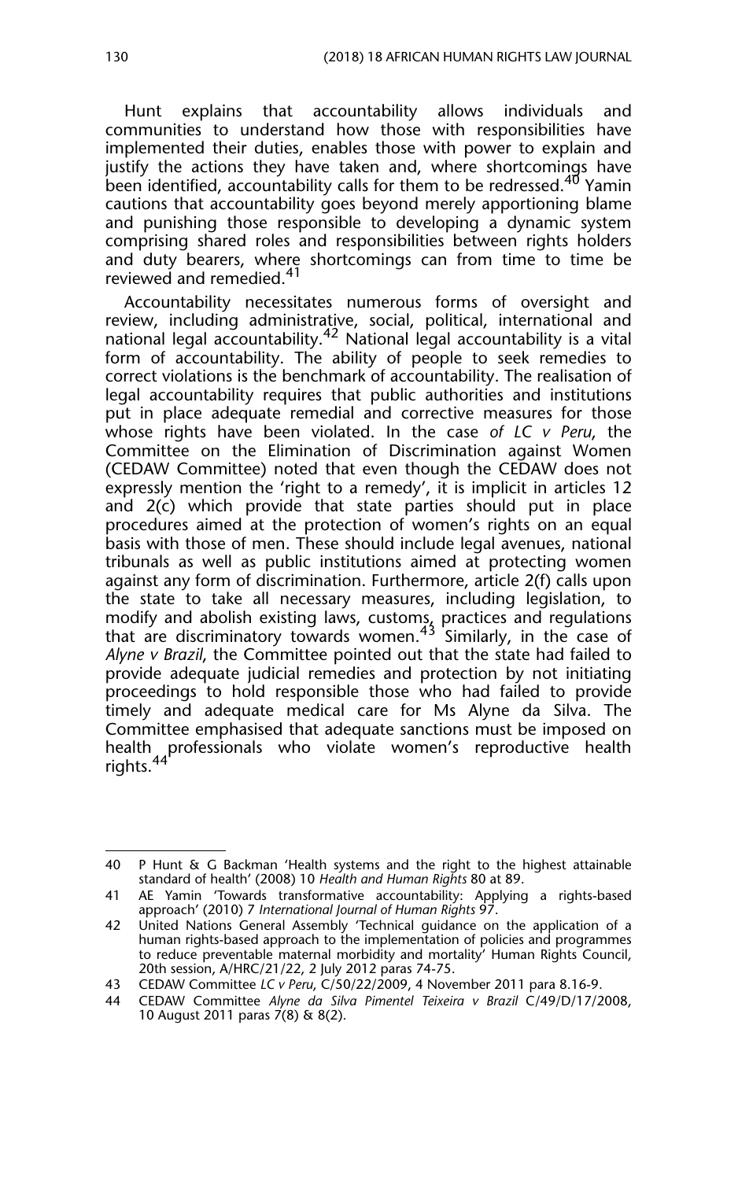Hunt explains that accountability allows individuals and communities to understand how those with responsibilities have implemented their duties, enables those with power to explain and justify the actions they have taken and, where shortcomings have been identified, accountability calls for them to be redressed.[40] Yamin cautions that accountability goes beyond merely apportioning blame and punishing those responsible to developing a dynamic system comprising shared roles and responsibilities between rights holders and duty bearers, where shortcomings can from time to time be reviewed and remedied.[41]

Accountability necessitates numerous forms of oversight and review, including administrative, social, political, international and national legal accountability.[42] National legal accountability is a vital form of accountability. The ability of people to seek remedies to correct violations is the benchmark of accountability. The realisation of legal accountability requires that public authorities and institutions put in place adequate remedial and corrective measures for those whose rights have been violated. In the case *of LC v Peru*, the Committee on the Elimination of Discrimination against Women (CEDAW Committee) noted that even though the CEDAW does not expressly mention the 'right to a remedy', it is implicit in articles 12 and 2(c) which provide that state parties should put in place procedures aimed at the protection of women's rights on an equal basis with those of men. These should include legal avenues, national tribunals as well as public institutions aimed at protecting women against any form of discrimination. Furthermore, article 2(f) calls upon the state to take all necessary measures, including legislation, to modify and abolish existing laws, customs, practices and regulations that are discriminatory towards women.[43] Similarly, in the case of *Alyne v Brazil*, the Committee pointed out that the state had failed to provide adequate judicial remedies and protection by not initiating proceedings to hold responsible those who had failed to provide timely and adequate medical care for Ms Alyne da Silva. The Committee emphasised that adequate sanctions must be imposed on health professionals who violate women's reproductive health rights.[44]

---

40 P Hunt & G Backman 'Health systems and the right to the highest attainable standard of health' (2008) 10 *Health and Human Rights* 80 at 89.

41 AE Yamin 'Towards transformative accountability: Applying a rights-based approach' (2010) 7 *International Journal of Human Rights* 97.

42 United Nations General Assembly 'Technical guidance on the application of a human rights-based approach to the implementation of policies and programmes to reduce preventable maternal morbidity and mortality' Human Rights Council, 20th session, A/HRC/21/22, 2 July 2012 paras 74-75.

43 CEDAW Committee *LC v Peru*, C/50/22/2009, 4 November 2011 para 8.16-9.

44 CEDAW Committee *Alyne da Silva Pimentel Teixeira v Brazil* C/49/D/17/2008, 10 August 2011 paras 7(8) & 8(2).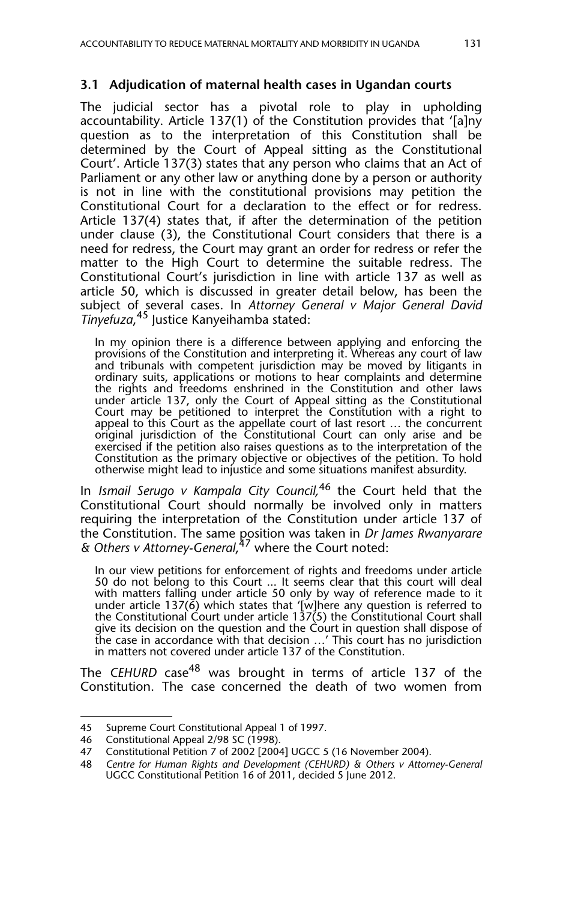### 3.1 Adjudication of maternal health cases in Ugandan courts

The judicial sector has a pivotal role to play in upholding accountability. Article 137(1) of the Constitution provides that '[a]ny question as to the interpretation of this Constitution shall be determined by the Court of Appeal sitting as the Constitutional Court'. Article 137(3) states that any person who claims that an Act of Parliament or any other law or anything done by a person or authority is not in line with the constitutional provisions may petition the Constitutional Court for a declaration to the effect or for redress. Article 137(4) states that, if after the determination of the petition under clause (3), the Constitutional Court considers that there is a need for redress, the Court may grant an order for redress or refer the matter to the High Court to determine the suitable redress. The Constitutional Court's jurisdiction in line with article 137 as well as article 50, which is discussed in greater detail below, has been the subject of several cases. In *Attorney General v Major General David Tinyefuza*,[45] Justice Kanyeihamba stated:

> In my opinion there is a difference between applying and enforcing the provisions of the Constitution and interpreting it. Whereas any court of law and tribunals with competent jurisdiction may be moved by litigants in ordinary suits, applications or motions to hear complaints and determine the rights and freedoms enshrined in the Constitution and other laws under article 137, only the Court of Appeal sitting as the Constitutional Court may be petitioned to interpret the Constitution with a right to appeal to this Court as the appellate court of last resort … the concurrent original jurisdiction of the Constitutional Court can only arise and be exercised if the petition also raises questions as to the interpretation of the Constitution as the primary objective or objectives of the petition. To hold otherwise might lead to injustice and some situations manifest absurdity.

In *Ismail Serugo v Kampala City Council*,[46] the Court held that the Constitutional Court should normally be involved only in matters requiring the interpretation of the Constitution under article 137 of the Constitution. The same position was taken in *Dr James Rwanyarare & Others v Attorney-General*,[47] where the Court noted:

> In our view petitions for enforcement of rights and freedoms under article 50 do not belong to this Court ... It seems clear that this court will deal with matters falling under article 50 only by way of reference made to it under article 137(6) which states that '[w]here any question is referred to the Constitutional Court under article 137(5) the Constitutional Court shall give its decision on the question and the Court in question shall dispose of the case in accordance with that decision …' This court has no jurisdiction in matters not covered under article 137 of the Constitution.

The *CEHURD* case[48] was brought in terms of article 137 of the Constitution. The case concerned the death of two women from

---

45 Supreme Court Constitutional Appeal 1 of 1997.

46 Constitutional Appeal 2/98 SC (1998).

47 Constitutional Petition 7 of 2002 [2004] UGCC 5 (16 November 2004).

48 *Centre for Human Rights and Development (CEHURD) & Others v Attorney-General* UGCC Constitutional Petition 16 of 2011, decided 5 June 2012.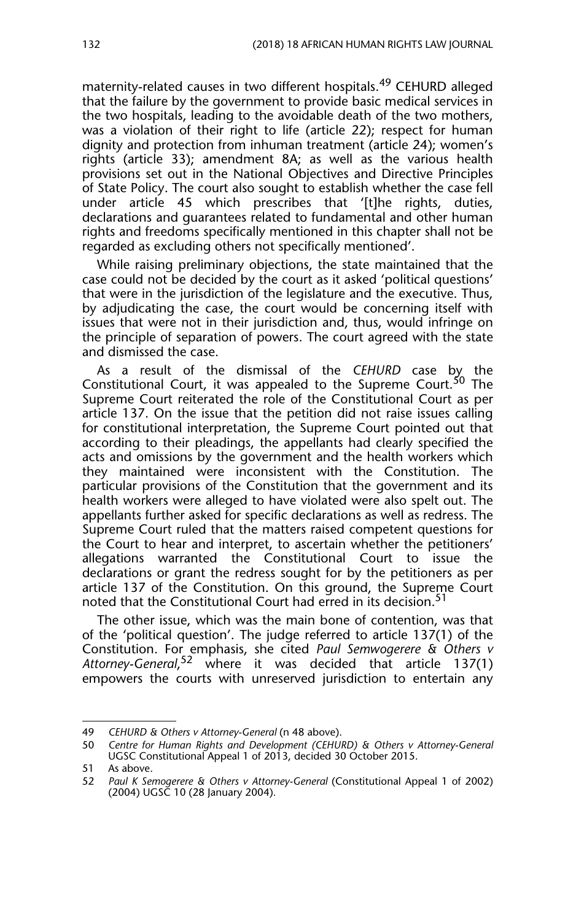maternity-related causes in two different hospitals.[49] CEHURD alleged that the failure by the government to provide basic medical services in the two hospitals, leading to the avoidable death of the two mothers, was a violation of their right to life (article 22); respect for human dignity and protection from inhuman treatment (article 24); women's rights (article 33); amendment 8A; as well as the various health provisions set out in the National Objectives and Directive Principles of State Policy. The court also sought to establish whether the case fell under article 45 which prescribes that '[t]he rights, duties, declarations and guarantees related to fundamental and other human rights and freedoms specifically mentioned in this chapter shall not be regarded as excluding others not specifically mentioned'.

While raising preliminary objections, the state maintained that the case could not be decided by the court as it asked 'political questions' that were in the jurisdiction of the legislature and the executive. Thus, by adjudicating the case, the court would be concerning itself with issues that were not in their jurisdiction and, thus, would infringe on the principle of separation of powers. The court agreed with the state and dismissed the case.

As a result of the dismissal of the *CEHURD* case by the Constitutional Court, it was appealed to the Supreme Court.[50] The Supreme Court reiterated the role of the Constitutional Court as per article 137. On the issue that the petition did not raise issues calling for constitutional interpretation, the Supreme Court pointed out that according to their pleadings, the appellants had clearly specified the acts and omissions by the government and the health workers which they maintained were inconsistent with the Constitution. The particular provisions of the Constitution that the government and its health workers were alleged to have violated were also spelt out. The appellants further asked for specific declarations as well as redress. The Supreme Court ruled that the matters raised competent questions for the Court to hear and interpret, to ascertain whether the petitioners' allegations warranted the Constitutional Court to issue the declarations or grant the redress sought for by the petitioners as per article 137 of the Constitution. On this ground, the Supreme Court noted that the Constitutional Court had erred in its decision.[51]

The other issue, which was the main bone of contention, was that of the 'political question'. The judge referred to article 137(1) of the Constitution. For emphasis, she cited *Paul Semwogerere & Others v Attorney-General*,[52] where it was decided that article 137(1) empowers the courts with unreserved jurisdiction to entertain any

---

49 *CEHURD & Others v Attorney-General* (n 48 above).

50 *Centre for Human Rights and Development (CEHURD) & Others v Attorney-General* UGSC Constitutional Appeal 1 of 2013, decided 30 October 2015.

51 As above.

52 *Paul K Semogerere & Others v Attorney-General* (Constitutional Appeal 1 of 2002) (2004) UGSC 10 (28 January 2004).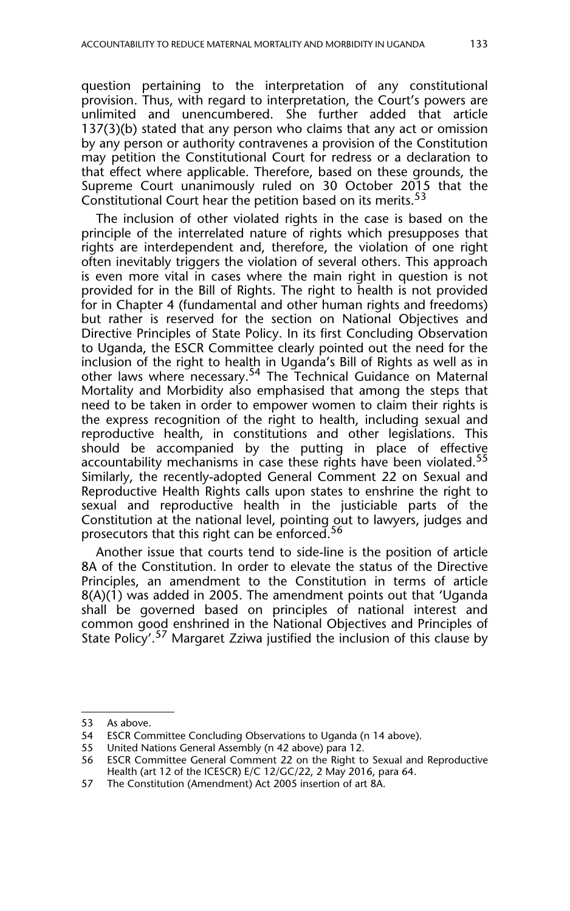question pertaining to the interpretation of any constitutional provision. Thus, with regard to interpretation, the Court's powers are unlimited and unencumbered. She further added that article 137(3)(b) stated that any person who claims that any act or omission by any person or authority contravenes a provision of the Constitution may petition the Constitutional Court for redress or a declaration to that effect where applicable. Therefore, based on these grounds, the Supreme Court unanimously ruled on 30 October 2015 that the Constitutional Court hear the petition based on its merits.[53]

The inclusion of other violated rights in the case is based on the principle of the interrelated nature of rights which presupposes that rights are interdependent and, therefore, the violation of one right often inevitably triggers the violation of several others. This approach is even more vital in cases where the main right in question is not provided for in the Bill of Rights. The right to health is not provided for in Chapter 4 (fundamental and other human rights and freedoms) but rather is reserved for the section on National Objectives and Directive Principles of State Policy. In its first Concluding Observation to Uganda, the ESCR Committee clearly pointed out the need for the inclusion of the right to health in Uganda's Bill of Rights as well as in other laws where necessary.[54] The Technical Guidance on Maternal Mortality and Morbidity also emphasised that among the steps that need to be taken in order to empower women to claim their rights is the express recognition of the right to health, including sexual and reproductive health, in constitutions and other legislations. This should be accompanied by the putting in place of effective accountability mechanisms in case these rights have been violated.[55] Similarly, the recently-adopted General Comment 22 on Sexual and Reproductive Health Rights calls upon states to enshrine the right to sexual and reproductive health in the justiciable parts of the Constitution at the national level, pointing out to lawyers, judges and prosecutors that this right can be enforced.[56]

Another issue that courts tend to side-line is the position of article 8A of the Constitution. In order to elevate the status of the Directive Principles, an amendment to the Constitution in terms of article 8(A)(1) was added in 2005. The amendment points out that 'Uganda shall be governed based on principles of national interest and common good enshrined in the National Objectives and Principles of State Policy'.[57] Margaret Zziwa justified the inclusion of this clause by

---

53 As above.

54 ESCR Committee Concluding Observations to Uganda (n 14 above).

55 United Nations General Assembly (n 42 above) para 12.

56 ESCR Committee General Comment 22 on the Right to Sexual and Reproductive Health (art 12 of the ICESCR) E/C 12/GC/22, 2 May 2016, para 64.

57 The Constitution (Amendment) Act 2005 insertion of art 8A.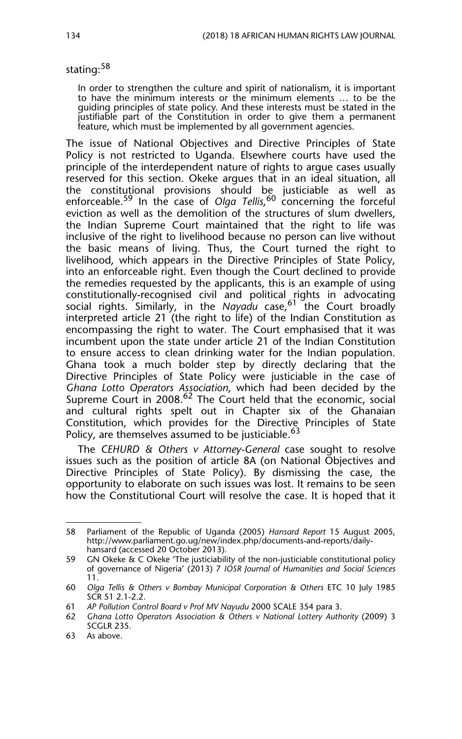stating:[58]

> In order to strengthen the culture and spirit of nationalism, it is important to have the minimum interests or the minimum elements … to be the guiding principles of state policy. And these interests must be stated in the justifiable part of the Constitution in order to give them a permanent feature, which must be implemented by all government agencies.

The issue of National Objectives and Directive Principles of State Policy is not restricted to Uganda. Elsewhere courts have used the principle of the interdependent nature of rights to argue cases usually reserved for this section. Okeke argues that in an ideal situation, all the constitutional provisions should be justiciable as well as enforceable.[59] In the case of *Olga Tellis*,[60] concerning the forceful eviction as well as the demolition of the structures of slum dwellers, the Indian Supreme Court maintained that the right to life was inclusive of the right to livelihood because no person can live without the basic means of living. Thus, the Court turned the right to livelihood, which appears in the Directive Principles of State Policy, into an enforceable right. Even though the Court declined to provide the remedies requested by the applicants, this is an example of using constitutionally-recognised civil and political rights in advocating social rights. Similarly, in the *Nayadu* case,[61] the Court broadly interpreted article 21 (the right to life) of the Indian Constitution as encompassing the right to water. The Court emphasised that it was incumbent upon the state under article 21 of the Indian Constitution to ensure access to clean drinking water for the Indian population. Ghana took a much bolder step by directly declaring that the Directive Principles of State Policy were justiciable in the case of *Ghana Lotto Operators Association*, which had been decided by the Supreme Court in 2008.[62] The Court held that the economic, social and cultural rights spelt out in Chapter six of the Ghanaian Constitution, which provides for the Directive Principles of State Policy, are themselves assumed to be justiciable.[63]

The *CEHURD & Others v Attorney-General* case sought to resolve issues such as the position of article 8A (on National Objectives and Directive Principles of State Policy). By dismissing the case, the opportunity to elaborate on such issues was lost. It remains to be seen how the Constitutional Court will resolve the case. It is hoped that it

---

58 Parliament of the Republic of Uganda (2005) *Hansard Report* 15 August 2005, http://www.parliament.go.ug/new/index.php/documents-and-reports/daily-hansard (accessed 20 October 2013).

59 GN Okeke & C Okeke 'The justiciability of the non-justiciable constitutional policy of governance of Nigeria' (2013) 7 *IOSR Journal of Humanities and Social Sciences* 11.

60 *Olga Tellis & Others v Bombay Municipal Corporation & Others* ETC 10 July 1985 SCR 51 2.1-2.2.

61 *AP Pollution Control Board v Prof MV Nayudu* 2000 SCALE 354 para 3.

62 *Ghana Lotto Operators Association & Others v National Lottery Authority* (2009) 3 SCGLR 235.

63 As above.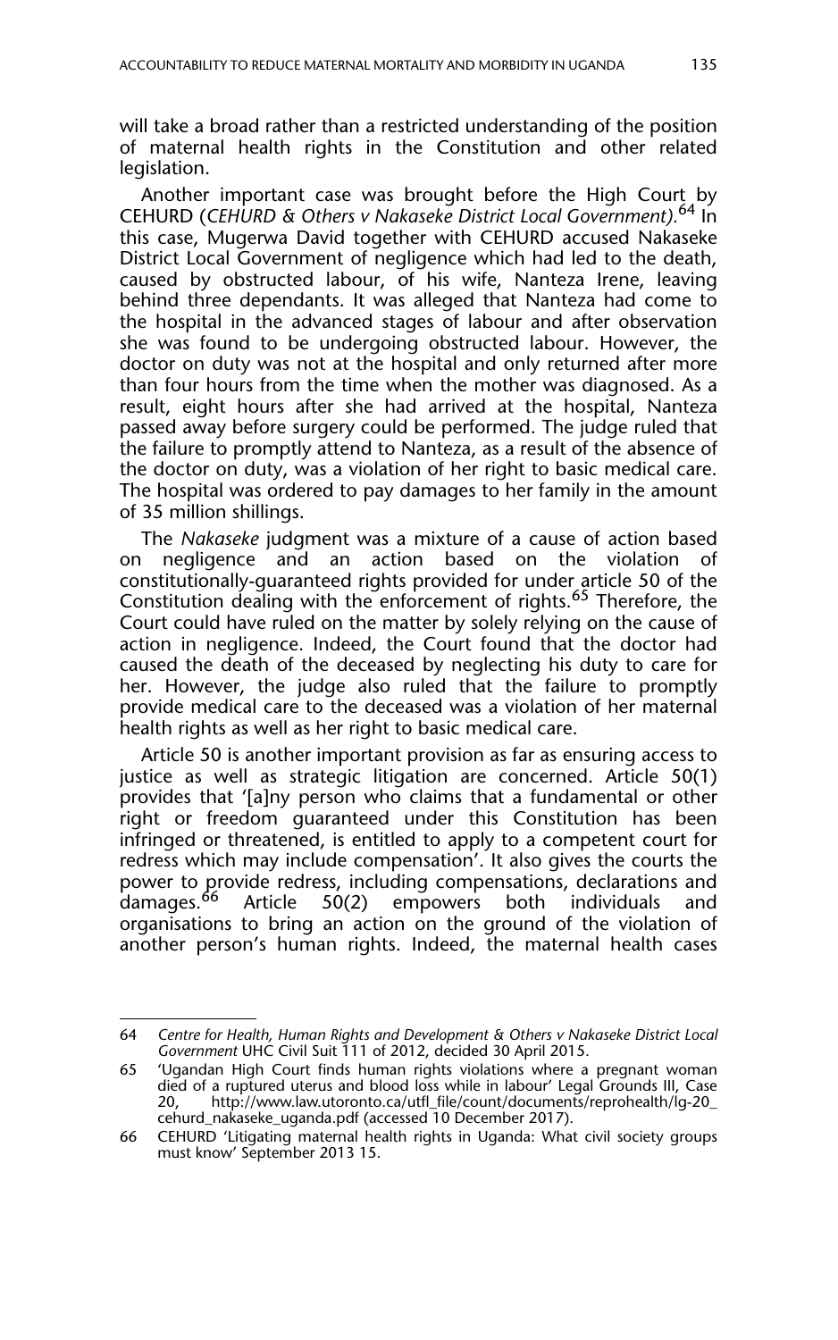will take a broad rather than a restricted understanding of the position of maternal health rights in the Constitution and other related legislation.

Another important case was brought before the High Court by CEHURD (*CEHURD & Others v Nakaseke District Local Government).*[64] In this case, Mugerwa David together with CEHURD accused Nakaseke District Local Government of negligence which had led to the death, caused by obstructed labour, of his wife, Nanteza Irene, leaving behind three dependants. It was alleged that Nanteza had come to the hospital in the advanced stages of labour and after observation she was found to be undergoing obstructed labour. However, the doctor on duty was not at the hospital and only returned after more than four hours from the time when the mother was diagnosed. As a result, eight hours after she had arrived at the hospital, Nanteza passed away before surgery could be performed. The judge ruled that the failure to promptly attend to Nanteza, as a result of the absence of the doctor on duty, was a violation of her right to basic medical care. The hospital was ordered to pay damages to her family in the amount of 35 million shillings.

The *Nakaseke* judgment was a mixture of a cause of action based on negligence and an action based on the violation of constitutionally-guaranteed rights provided for under article 50 of the Constitution dealing with the enforcement of rights.[65] Therefore, the Court could have ruled on the matter by solely relying on the cause of action in negligence. Indeed, the Court found that the doctor had caused the death of the deceased by neglecting his duty to care for her. However, the judge also ruled that the failure to promptly provide medical care to the deceased was a violation of her maternal health rights as well as her right to basic medical care.

Article 50 is another important provision as far as ensuring access to justice as well as strategic litigation are concerned. Article 50(1) provides that '[a]ny person who claims that a fundamental or other right or freedom guaranteed under this Constitution has been infringed or threatened, is entitled to apply to a competent court for redress which may include compensation'. It also gives the courts the power to provide redress, including compensations, declarations and damages.[66] Article 50(2) empowers both individuals and organisations to bring an action on the ground of the violation of another person's human rights. Indeed, the maternal health cases

---

64 *Centre for Health, Human Rights and Development & Others v Nakaseke District Local Government* UHC Civil Suit 111 of 2012, decided 30 April 2015.

65 'Ugandan High Court finds human rights violations where a pregnant woman died of a ruptured uterus and blood loss while in labour' Legal Grounds III, Case 20, http://www.law.utoronto.ca/utfl_file/count/documents/reprohealth/lg-20_cehurd_nakaseke_uganda.pdf (accessed 10 December 2017).

66 CEHURD 'Litigating maternal health rights in Uganda: What civil society groups must know' September 2013 15.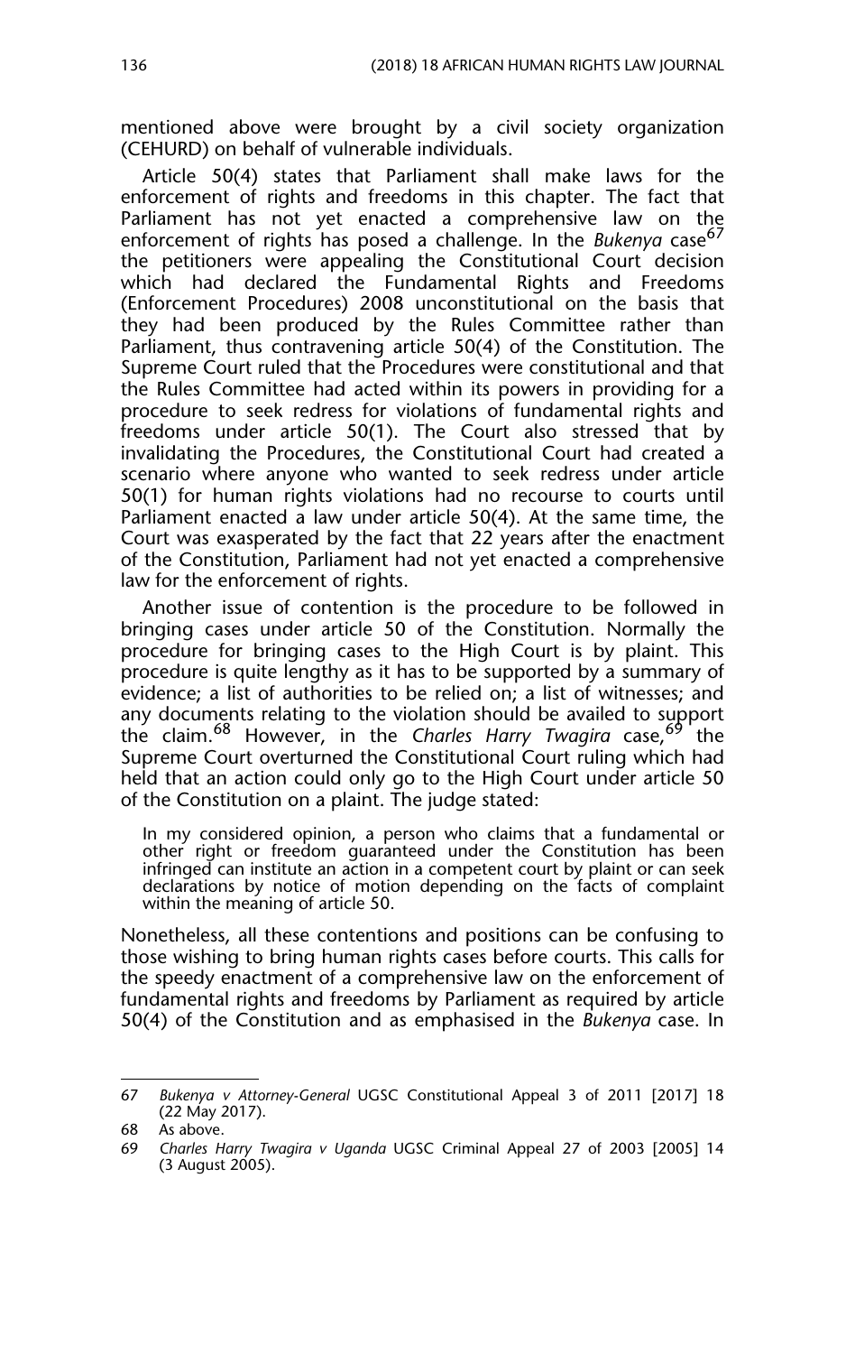mentioned above were brought by a civil society organization (CEHURD) on behalf of vulnerable individuals.

Article 50(4) states that Parliament shall make laws for the enforcement of rights and freedoms in this chapter. The fact that Parliament has not yet enacted a comprehensive law on the enforcement of rights has posed a challenge. In the *Bukenya* case[67] the petitioners were appealing the Constitutional Court decision which had declared the Fundamental Rights and Freedoms (Enforcement Procedures) 2008 unconstitutional on the basis that they had been produced by the Rules Committee rather than Parliament, thus contravening article 50(4) of the Constitution. The Supreme Court ruled that the Procedures were constitutional and that the Rules Committee had acted within its powers in providing for a procedure to seek redress for violations of fundamental rights and freedoms under article 50(1). The Court also stressed that by invalidating the Procedures, the Constitutional Court had created a scenario where anyone who wanted to seek redress under article 50(1) for human rights violations had no recourse to courts until Parliament enacted a law under article 50(4). At the same time, the Court was exasperated by the fact that 22 years after the enactment of the Constitution, Parliament had not yet enacted a comprehensive law for the enforcement of rights.

Another issue of contention is the procedure to be followed in bringing cases under article 50 of the Constitution. Normally the procedure for bringing cases to the High Court is by plaint. This procedure is quite lengthy as it has to be supported by a summary of evidence; a list of authorities to be relied on; a list of witnesses; and any documents relating to the violation should be availed to support the claim.[68] However, in the *Charles Harry Twagira* case,[69] the Supreme Court overturned the Constitutional Court ruling which had held that an action could only go to the High Court under article 50 of the Constitution on a plaint. The judge stated:

> In my considered opinion, a person who claims that a fundamental or other right or freedom guaranteed under the Constitution has been infringed can institute an action in a competent court by plaint or can seek declarations by notice of motion depending on the facts of complaint within the meaning of article 50.

Nonetheless, all these contentions and positions can be confusing to those wishing to bring human rights cases before courts. This calls for the speedy enactment of a comprehensive law on the enforcement of fundamental rights and freedoms by Parliament as required by article 50(4) of the Constitution and as emphasised in the *Bukenya* case. In

---

67 *Bukenya v Attorney-General* UGSC Constitutional Appeal 3 of 2011 [2017] 18 (22 May 2017).

68 As above.

69 *Charles Harry Twagira v Uganda* UGSC Criminal Appeal 27 of 2003 [2005] 14 (3 August 2005).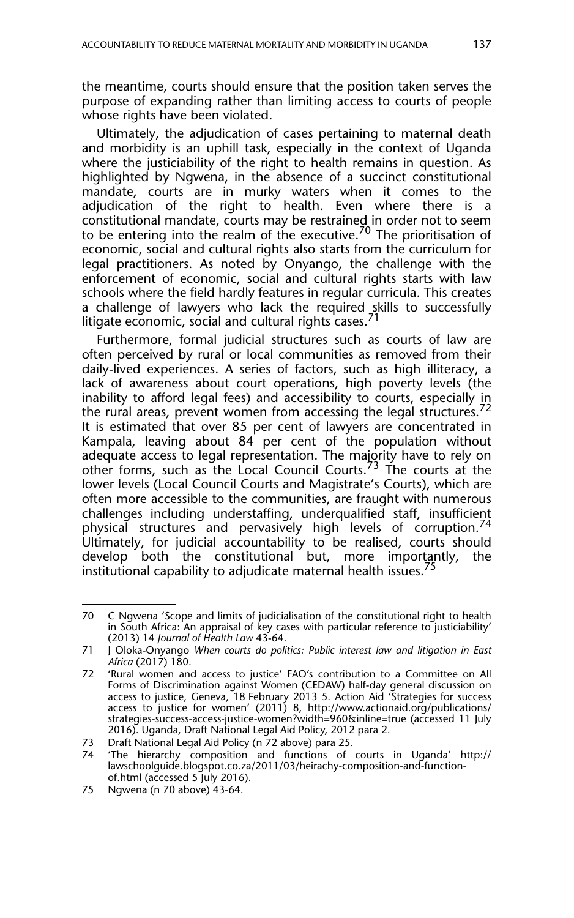the meantime, courts should ensure that the position taken serves the purpose of expanding rather than limiting access to courts of people whose rights have been violated.

Ultimately, the adjudication of cases pertaining to maternal death and morbidity is an uphill task, especially in the context of Uganda where the justiciability of the right to health remains in question. As highlighted by Ngwena, in the absence of a succinct constitutional mandate, courts are in murky waters when it comes to the adjudication of the right to health. Even where there is a constitutional mandate, courts may be restrained in order not to seem to be entering into the realm of the executive.[70] The prioritisation of economic, social and cultural rights also starts from the curriculum for legal practitioners. As noted by Onyango, the challenge with the enforcement of economic, social and cultural rights starts with law schools where the field hardly features in regular curricula. This creates a challenge of lawyers who lack the required skills to successfully litigate economic, social and cultural rights cases.[71]

Furthermore, formal judicial structures such as courts of law are often perceived by rural or local communities as removed from their daily-lived experiences. A series of factors, such as high illiteracy, a lack of awareness about court operations, high poverty levels (the inability to afford legal fees) and accessibility to courts, especially in the rural areas, prevent women from accessing the legal structures.[72] It is estimated that over 85 per cent of lawyers are concentrated in Kampala, leaving about 84 per cent of the population without adequate access to legal representation. The majority have to rely on other forms, such as the Local Council Courts.[73] The courts at the lower levels (Local Council Courts and Magistrate's Courts), which are often more accessible to the communities, are fraught with numerous challenges including understaffing, underqualified staff, insufficient physical structures and pervasively high levels of corruption.[74] Ultimately, for judicial accountability to be realised, courts should develop both the constitutional but, more importantly, the institutional capability to adjudicate maternal health issues.[75]

---

70 C Ngwena 'Scope and limits of judicialisation of the constitutional right to health in South Africa: An appraisal of key cases with particular reference to justiciability' (2013) 14 *Journal of Health Law* 43-64.

71 J Oloka-Onyango *When courts do politics: Public interest law and litigation in East Africa* (2017) 180.

72 'Rural women and access to justice' FAO's contribution to a Committee on All Forms of Discrimination against Women (CEDAW) half-day general discussion on access to justice, Geneva, 18 February 2013 5. Action Aid 'Strategies for success access to justice for women' (2011) 8, http://www.actionaid.org/publications/strategies-success-access-justice-women?width=960&inline=true (accessed 11 July 2016). Uganda, Draft National Legal Aid Policy, 2012 para 2.

73 Draft National Legal Aid Policy (n 72 above) para 25.

74 'The hierarchy composition and functions of courts in Uganda' http://lawschoolguide.blogspot.co.za/2011/03/heirachy-composition-and-function-of.html (accessed 5 July 2016).

75 Ngwena (n 70 above) 43-64.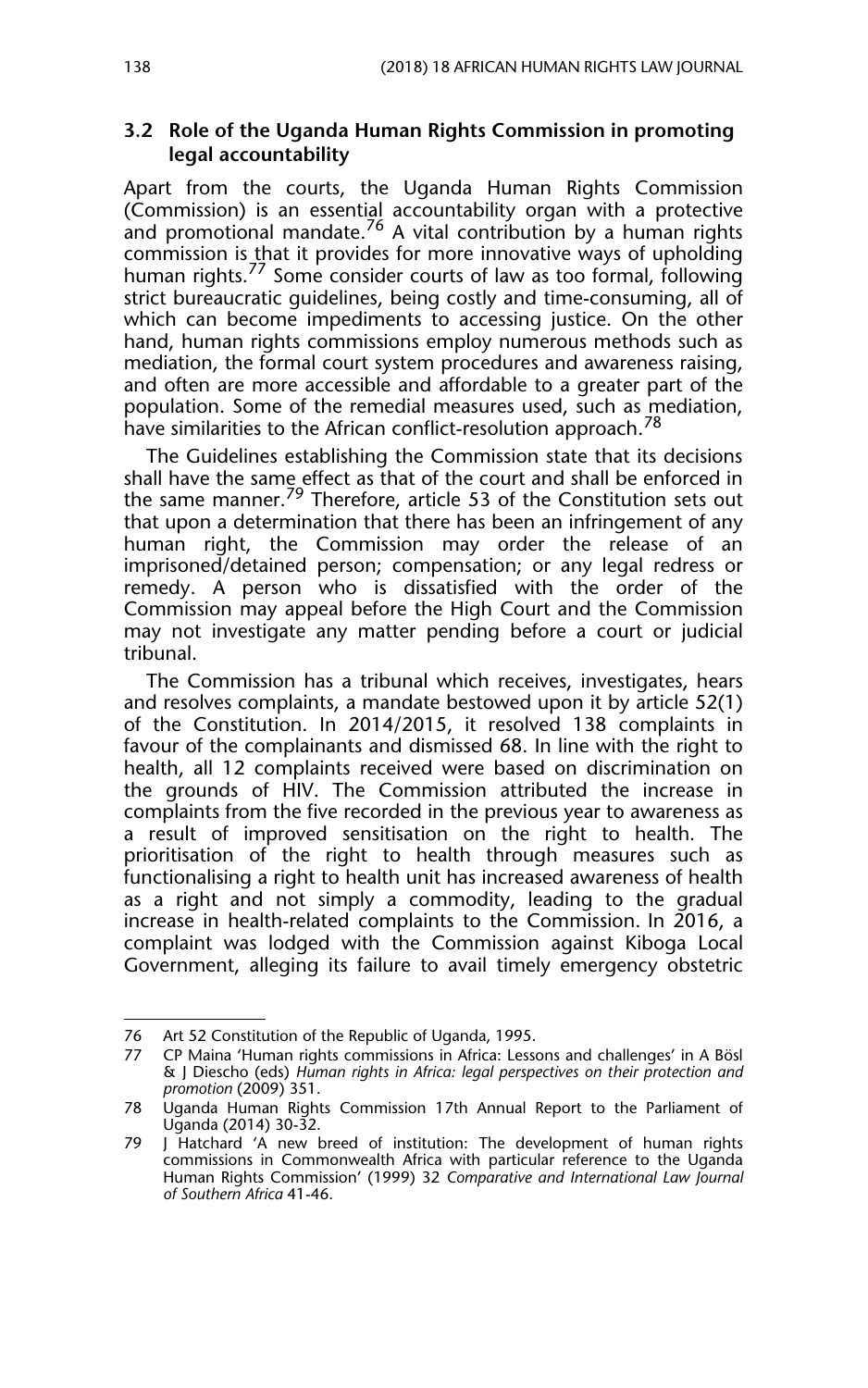### 3.2 Role of the Uganda Human Rights Commission in promoting legal accountability

Apart from the courts, the Uganda Human Rights Commission (Commission) is an essential accountability organ with a protective and promotional mandate.[76] A vital contribution by a human rights commission is that it provides for more innovative ways of upholding human rights.[77] Some consider courts of law as too formal, following strict bureaucratic guidelines, being costly and time-consuming, all of which can become impediments to accessing justice. On the other hand, human rights commissions employ numerous methods such as mediation, the formal court system procedures and awareness raising, and often are more accessible and affordable to a greater part of the population. Some of the remedial measures used, such as mediation, have similarities to the African conflict-resolution approach.[78]

The Guidelines establishing the Commission state that its decisions shall have the same effect as that of the court and shall be enforced in the same manner.[79] Therefore, article 53 of the Constitution sets out that upon a determination that there has been an infringement of any human right, the Commission may order the release of an imprisoned/detained person; compensation; or any legal redress or remedy. A person who is dissatisfied with the order of the Commission may appeal before the High Court and the Commission may not investigate any matter pending before a court or judicial tribunal.

The Commission has a tribunal which receives, investigates, hears and resolves complaints, a mandate bestowed upon it by article 52(1) of the Constitution. In 2014/2015, it resolved 138 complaints in favour of the complainants and dismissed 68. In line with the right to health, all 12 complaints received were based on discrimination on the grounds of HIV. The Commission attributed the increase in complaints from the five recorded in the previous year to awareness as a result of improved sensitisation on the right to health. The prioritisation of the right to health through measures such as functionalising a right to health unit has increased awareness of health as a right and not simply a commodity, leading to the gradual increase in health-related complaints to the Commission. In 2016, a complaint was lodged with the Commission against Kiboga Local Government, alleging its failure to avail timely emergency obstetric

---

76 Art 52 Constitution of the Republic of Uganda, 1995.

77 CP Maina 'Human rights commissions in Africa: Lessons and challenges' in A Bösl & J Diescho (eds) *Human rights in Africa: legal perspectives on their protection and promotion* (2009) 351.

78 Uganda Human Rights Commission 17th Annual Report to the Parliament of Uganda (2014) 30-32.

79 J Hatchard 'A new breed of institution: The development of human rights commissions in Commonwealth Africa with particular reference to the Uganda Human Rights Commission' (1999) 32 *Comparative and International Law Journal of Southern Africa* 41-46.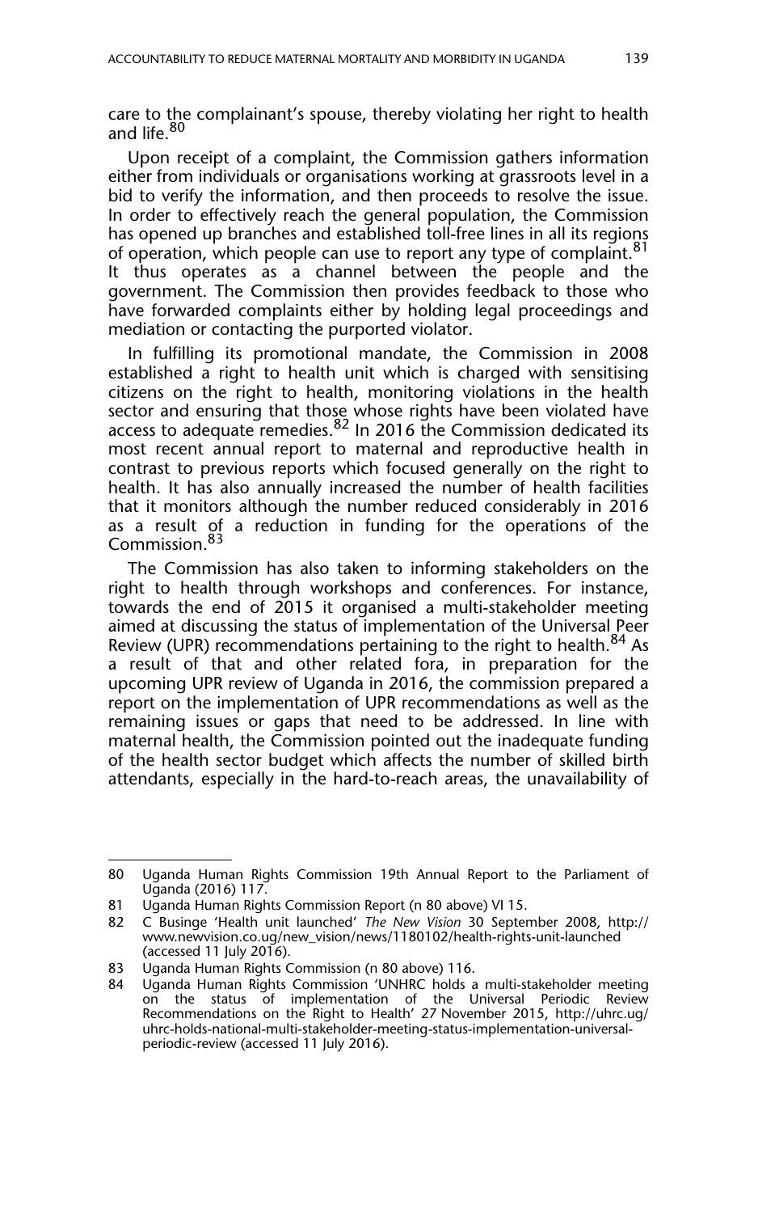care to the complainant's spouse, thereby violating her right to health and life.[80]

Upon receipt of a complaint, the Commission gathers information either from individuals or organisations working at grassroots level in a bid to verify the information, and then proceeds to resolve the issue. In order to effectively reach the general population, the Commission has opened up branches and established toll-free lines in all its regions of operation, which people can use to report any type of complaint.[81] It thus operates as a channel between the people and the government. The Commission then provides feedback to those who have forwarded complaints either by holding legal proceedings and mediation or contacting the purported violator.

In fulfilling its promotional mandate, the Commission in 2008 established a right to health unit which is charged with sensitising citizens on the right to health, monitoring violations in the health sector and ensuring that those whose rights have been violated have access to adequate remedies.[82] In 2016 the Commission dedicated its most recent annual report to maternal and reproductive health in contrast to previous reports which focused generally on the right to health. It has also annually increased the number of health facilities that it monitors although the number reduced considerably in 2016 as a result of a reduction in funding for the operations of the Commission.[83]

The Commission has also taken to informing stakeholders on the right to health through workshops and conferences. For instance, towards the end of 2015 it organised a multi-stakeholder meeting aimed at discussing the status of implementation of the Universal Peer Review (UPR) recommendations pertaining to the right to health.[84] As a result of that and other related fora, in preparation for the upcoming UPR review of Uganda in 2016, the commission prepared a report on the implementation of UPR recommendations as well as the remaining issues or gaps that need to be addressed. In line with maternal health, the Commission pointed out the inadequate funding of the health sector budget which affects the number of skilled birth attendants, especially in the hard-to-reach areas, the unavailability of

---

80 Uganda Human Rights Commission 19th Annual Report to the Parliament of Uganda (2016) 117.

81 Uganda Human Rights Commission Report (n 80 above) VI 15.

82 C Businge 'Health unit launched' *The New Vision* 30 September 2008, http://www.newvision.co.ug/new_vision/news/1180102/health-rights-unit-launched (accessed 11 July 2016).

83 Uganda Human Rights Commission (n 80 above) 116.

84 Uganda Human Rights Commission 'UNHRC holds a multi-stakeholder meeting on the status of implementation of the Universal Periodic Review Recommendations on the Right to Health' 27 November 2015, http://uhrc.ug/uhrc-holds-national-multi-stakeholder-meeting-status-implementation-universal-periodic-review (accessed 11 July 2016).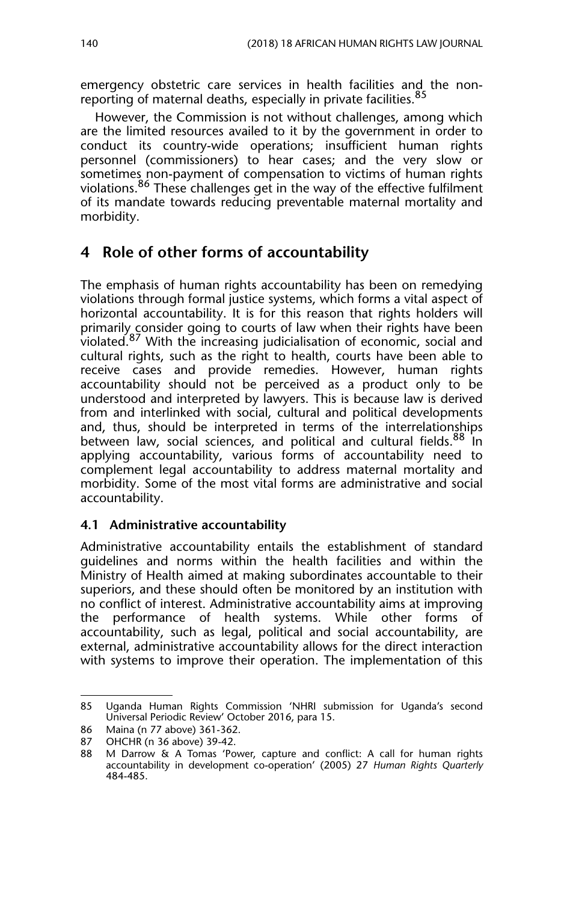emergency obstetric care services in health facilities and the non-reporting of maternal deaths, especially in private facilities.[85]

However, the Commission is not without challenges, among which are the limited resources availed to it by the government in order to conduct its country-wide operations; insufficient human rights personnel (commissioners) to hear cases; and the very slow or sometimes non-payment of compensation to victims of human rights violations.[86] These challenges get in the way of the effective fulfilment of its mandate towards reducing preventable maternal mortality and morbidity.

## 4 Role of other forms of accountability

The emphasis of human rights accountability has been on remedying violations through formal justice systems, which forms a vital aspect of horizontal accountability. It is for this reason that rights holders will primarily consider going to courts of law when their rights have been violated.[87] With the increasing judicialisation of economic, social and cultural rights, such as the right to health, courts have been able to receive cases and provide remedies. However, human rights accountability should not be perceived as a product only to be understood and interpreted by lawyers. This is because law is derived from and interlinked with social, cultural and political developments and, thus, should be interpreted in terms of the interrelationships between law, social sciences, and political and cultural fields.[88] In applying accountability, various forms of accountability need to complement legal accountability to address maternal mortality and morbidity. Some of the most vital forms are administrative and social accountability.

### 4.1 Administrative accountability

Administrative accountability entails the establishment of standard guidelines and norms within the health facilities and within the Ministry of Health aimed at making subordinates accountable to their superiors, and these should often be monitored by an institution with no conflict of interest. Administrative accountability aims at improving the performance of health systems. While other forms of accountability, such as legal, political and social accountability, are external, administrative accountability allows for the direct interaction with systems to improve their operation. The implementation of this

---

85 Uganda Human Rights Commission 'NHRI submission for Uganda's second Universal Periodic Review' October 2016, para 15.

86 Maina (n 77 above) 361-362.

87 OHCHR (n 36 above) 39-42.

88 M Darrow & A Tomas 'Power, capture and conflict: A call for human rights accountability in development co-operation' (2005) 27 *Human Rights Quarterly* 484-485.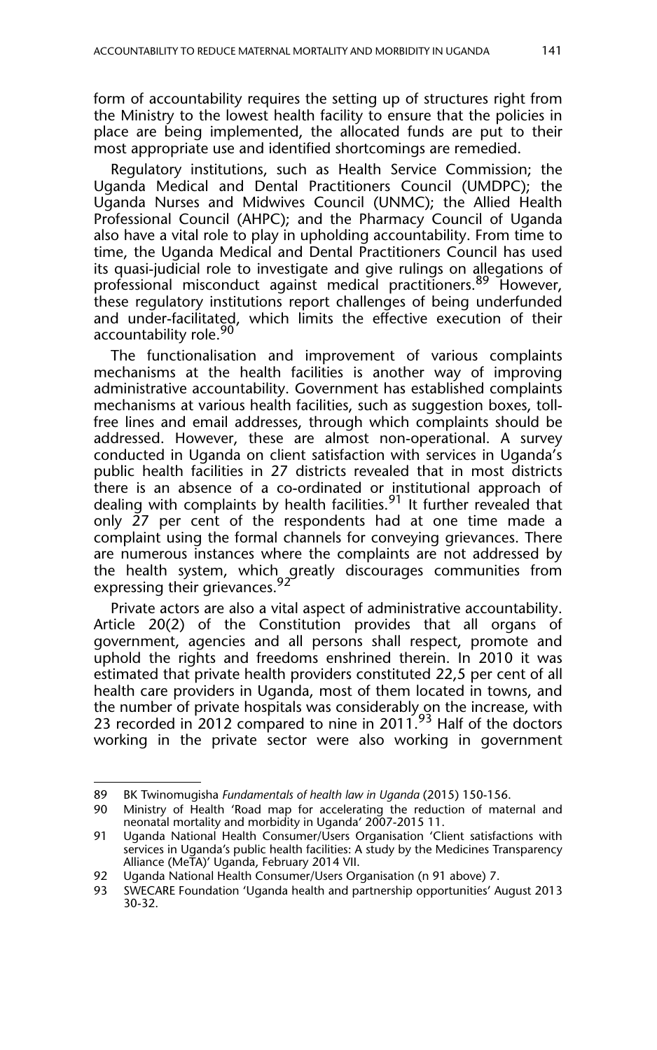form of accountability requires the setting up of structures right from the Ministry to the lowest health facility to ensure that the policies in place are being implemented, the allocated funds are put to their most appropriate use and identified shortcomings are remedied.

Regulatory institutions, such as Health Service Commission; the Uganda Medical and Dental Practitioners Council (UMDPC); the Uganda Nurses and Midwives Council (UNMC); the Allied Health Professional Council (AHPC); and the Pharmacy Council of Uganda also have a vital role to play in upholding accountability. From time to time, the Uganda Medical and Dental Practitioners Council has used its quasi-judicial role to investigate and give rulings on allegations of professional misconduct against medical practitioners.[89] However, these regulatory institutions report challenges of being underfunded and under-facilitated, which limits the effective execution of their accountability role.[90]

The functionalisation and improvement of various complaints mechanisms at the health facilities is another way of improving administrative accountability. Government has established complaints mechanisms at various health facilities, such as suggestion boxes, toll-free lines and email addresses, through which complaints should be addressed. However, these are almost non-operational. A survey conducted in Uganda on client satisfaction with services in Uganda's public health facilities in 27 districts revealed that in most districts there is an absence of a co-ordinated or institutional approach of dealing with complaints by health facilities.[91] It further revealed that only 27 per cent of the respondents had at one time made a complaint using the formal channels for conveying grievances. There are numerous instances where the complaints are not addressed by the health system, which greatly discourages communities from expressing their grievances.[92]

Private actors are also a vital aspect of administrative accountability. Article 20(2) of the Constitution provides that all organs of government, agencies and all persons shall respect, promote and uphold the rights and freedoms enshrined therein. In 2010 it was estimated that private health providers constituted 22,5 per cent of all health care providers in Uganda, most of them located in towns, and the number of private hospitals was considerably on the increase, with 23 recorded in 2012 compared to nine in 2011.[93] Half of the doctors working in the private sector were also working in government

---

89 BK Twinomugisha *Fundamentals of health law in Uganda* (2015) 150-156.

90 Ministry of Health 'Road map for accelerating the reduction of maternal and neonatal mortality and morbidity in Uganda' 2007-2015 11.

91 Uganda National Health Consumer/Users Organisation 'Client satisfactions with services in Uganda's public health facilities: A study by the Medicines Transparency Alliance (MeTA)' Uganda, February 2014 VII.

92 Uganda National Health Consumer/Users Organisation (n 91 above) 7.

93 SWECARE Foundation 'Uganda health and partnership opportunities' August 2013 30-32.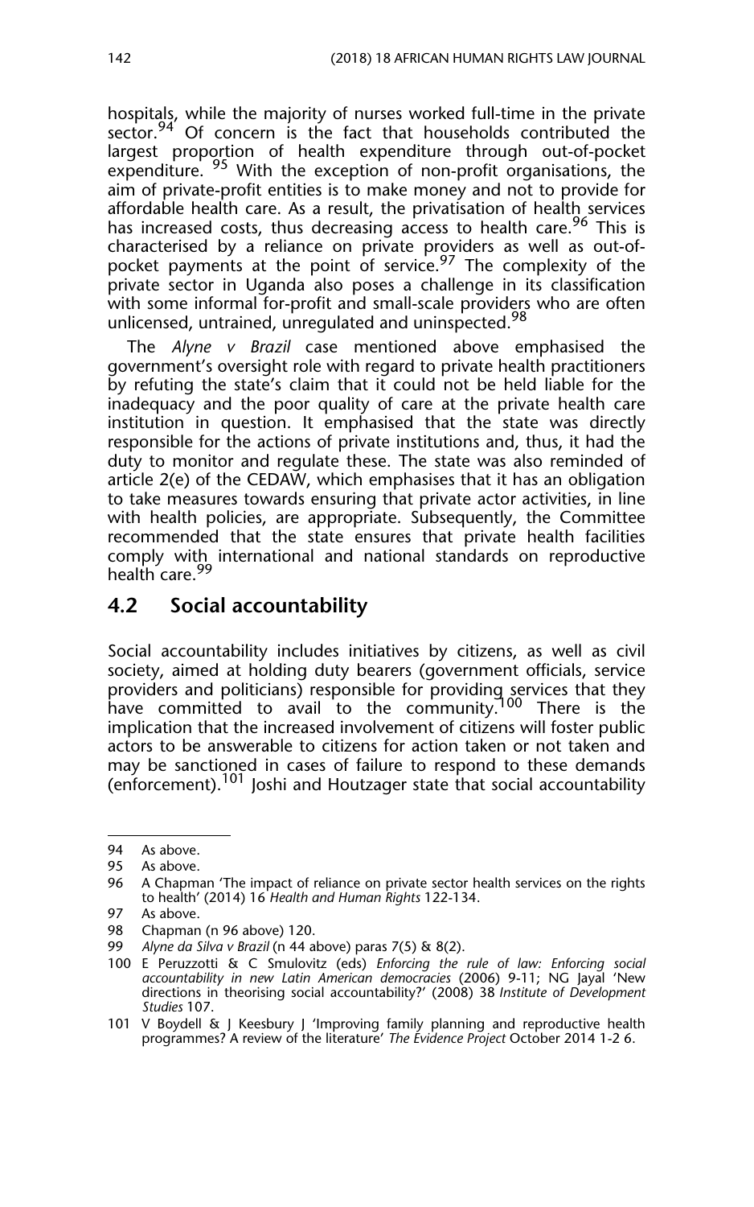hospitals, while the majority of nurses worked full-time in the private sector.[94] Of concern is the fact that households contributed the largest proportion of health expenditure through out-of-pocket expenditure. [95] With the exception of non-profit organisations, the aim of private-profit entities is to make money and not to provide for affordable health care. As a result, the privatisation of health services has increased costs, thus decreasing access to health care.[96] This is characterised by a reliance on private providers as well as out-of-pocket payments at the point of service.[97] The complexity of the private sector in Uganda also poses a challenge in its classification with some informal for-profit and small-scale providers who are often unlicensed, untrained, unregulated and uninspected.[98]

The *Alyne v Brazil* case mentioned above emphasised the government's oversight role with regard to private health practitioners by refuting the state's claim that it could not be held liable for the inadequacy and the poor quality of care at the private health care institution in question. It emphasised that the state was directly responsible for the actions of private institutions and, thus, it had the duty to monitor and regulate these. The state was also reminded of article 2(e) of the CEDAW, which emphasises that it has an obligation to take measures towards ensuring that private actor activities, in line with health policies, are appropriate. Subsequently, the Committee recommended that the state ensures that private health facilities comply with international and national standards on reproductive health care.[99]

## 4.2 Social accountability

Social accountability includes initiatives by citizens, as well as civil society, aimed at holding duty bearers (government officials, service providers and politicians) responsible for providing services that they have committed to avail to the community.[100] There is the implication that the increased involvement of citizens will foster public actors to be answerable to citizens for action taken or not taken and may be sanctioned in cases of failure to respond to these demands (enforcement).[101] Joshi and Houtzager state that social accountability

---

94 As above.

95 As above.

96 A Chapman 'The impact of reliance on private sector health services on the rights to health' (2014) 16 *Health and Human Rights* 122-134.

97 As above.

98 Chapman (n 96 above) 120.

99 *Alyne da Silva v Brazil* (n 44 above) paras 7(5) & 8(2).

100 E Peruzzotti & C Smulovitz (eds) *Enforcing the rule of law: Enforcing social accountability in new Latin American democracies* (2006) 9-11; NG Jayal 'New directions in theorising social accountability?' (2008) 38 *Institute of Development Studies* 107.

101 V Boydell & J Keesbury J 'Improving family planning and reproductive health programmes? A review of the literature' *The Evidence Project* October 2014 1-2 6.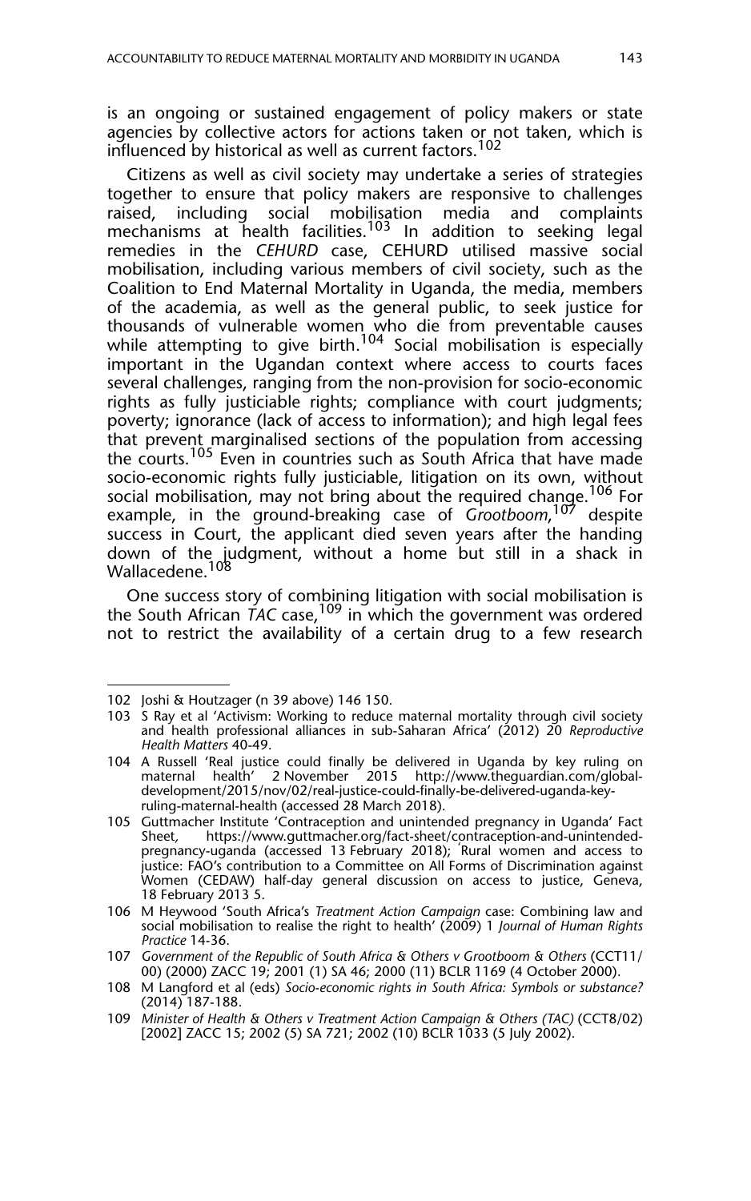is an ongoing or sustained engagement of policy makers or state agencies by collective actors for actions taken or not taken, which is influenced by historical as well as current factors.[102]

Citizens as well as civil society may undertake a series of strategies together to ensure that policy makers are responsive to challenges raised, including social mobilisation media and complaints mechanisms at health facilities.[103] In addition to seeking legal remedies in the *CEHURD* case, CEHURD utilised massive social mobilisation, including various members of civil society, such as the Coalition to End Maternal Mortality in Uganda, the media, members of the academia, as well as the general public, to seek justice for thousands of vulnerable women who die from preventable causes while attempting to give birth.[104] Social mobilisation is especially important in the Ugandan context where access to courts faces several challenges, ranging from the non-provision for socio-economic rights as fully justiciable rights; compliance with court judgments; poverty; ignorance (lack of access to information); and high legal fees that prevent marginalised sections of the population from accessing the courts.[105] Even in countries such as South Africa that have made socio-economic rights fully justiciable, litigation on its own, without social mobilisation, may not bring about the required change.[106] For example, in the ground-breaking case of *Grootboom*,[107] despite success in Court, the applicant died seven years after the handing down of the judgment, without a home but still in a shack in Wallacedene.[108]

One success story of combining litigation with social mobilisation is the South African *TAC* case,[109] in which the government was ordered not to restrict the availability of a certain drug to a few research

---

102 Joshi & Houtzager (n 39 above) 146 150.

103 S Ray et al 'Activism: Working to reduce maternal mortality through civil society and health professional alliances in sub-Saharan Africa' (2012) 20 *Reproductive Health Matters* 40-49.

104 A Russell 'Real justice could finally be delivered in Uganda by key ruling on maternal health' 2 November 2015 http://www.theguardian.com/global-development/2015/nov/02/real-justice-could-finally-be-delivered-uganda-key-ruling-maternal-health (accessed 28 March 2018).

105 Guttmacher Institute 'Contraception and unintended pregnancy in Uganda' Fact Sheet, https://www.guttmacher.org/fact-sheet/contraception-and-unintended-pregnancy-uganda (accessed 13 February 2018); 'Rural women and access to justice: FAO's contribution to a Committee on All Forms of Discrimination against Women (CEDAW) half-day general discussion on access to justice, Geneva, 18 February 2013 5.

106 M Heywood 'South Africa's *Treatment Action Campaign* case: Combining law and social mobilisation to realise the right to health' (2009) 1 *Journal of Human Rights Practice* 14-36.

107 *Government of the Republic of South Africa & Others v Grootboom & Others* (CCT11/00) (2000) ZACC 19; 2001 (1) SA 46; 2000 (11) BCLR 1169 (4 October 2000).

108 M Langford et al (eds) *Socio-economic rights in South Africa: Symbols or substance?* (2014) 187-188.

109 *Minister of Health & Others v Treatment Action Campaign & Others (TAC)* (CCT8/02) [2002] ZACC 15; 2002 (5) SA 721; 2002 (10) BCLR 1033 (5 July 2002).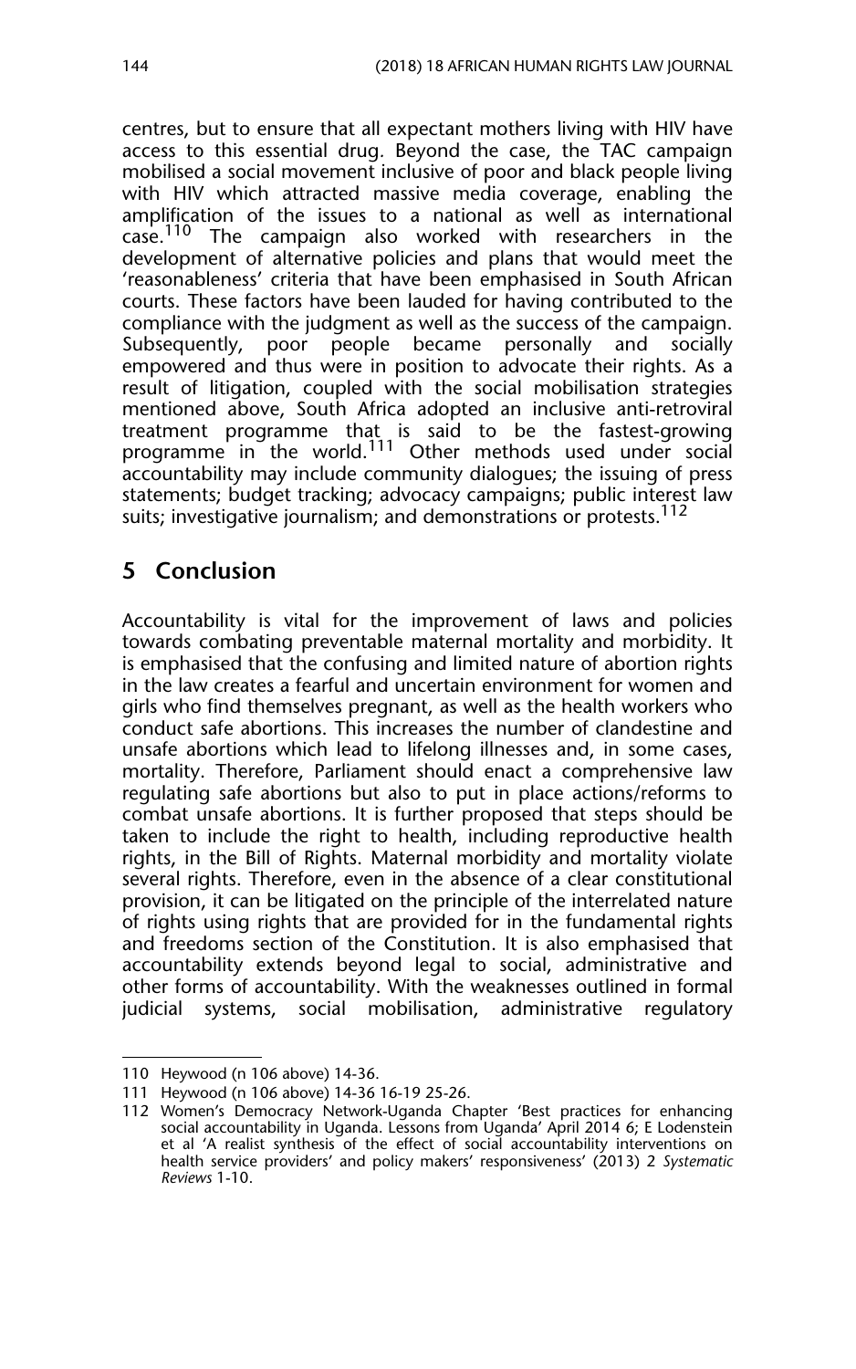centres, but to ensure that all expectant mothers living with HIV have access to this essential drug. Beyond the case, the TAC campaign mobilised a social movement inclusive of poor and black people living with HIV which attracted massive media coverage, enabling the amplification of the issues to a national as well as international case.[110] The campaign also worked with researchers in the development of alternative policies and plans that would meet the 'reasonableness' criteria that have been emphasised in South African courts. These factors have been lauded for having contributed to the compliance with the judgment as well as the success of the campaign. Subsequently, poor people became personally and socially empowered and thus were in position to advocate their rights. As a result of litigation, coupled with the social mobilisation strategies mentioned above, South Africa adopted an inclusive anti-retroviral treatment programme that is said to be the fastest-growing programme in the world.[111] Other methods used under social accountability may include community dialogues; the issuing of press statements; budget tracking; advocacy campaigns; public interest law suits; investigative journalism; and demonstrations or protests.[112]

## 5 Conclusion

Accountability is vital for the improvement of laws and policies towards combating preventable maternal mortality and morbidity. It is emphasised that the confusing and limited nature of abortion rights in the law creates a fearful and uncertain environment for women and girls who find themselves pregnant, as well as the health workers who conduct safe abortions. This increases the number of clandestine and unsafe abortions which lead to lifelong illnesses and, in some cases, mortality. Therefore, Parliament should enact a comprehensive law regulating safe abortions but also to put in place actions/reforms to combat unsafe abortions. It is further proposed that steps should be taken to include the right to health, including reproductive health rights, in the Bill of Rights. Maternal morbidity and mortality violate several rights. Therefore, even in the absence of a clear constitutional provision, it can be litigated on the principle of the interrelated nature of rights using rights that are provided for in the fundamental rights and freedoms section of the Constitution. It is also emphasised that accountability extends beyond legal to social, administrative and other forms of accountability. With the weaknesses outlined in formal judicial systems, social mobilisation, administrative regulatory

---

110 Heywood (n 106 above) 14-36.

111 Heywood (n 106 above) 14-36 16-19 25-26.

112 Women's Democracy Network-Uganda Chapter 'Best practices for enhancing social accountability in Uganda. Lessons from Uganda' April 2014 6; E Lodenstein et al 'A realist synthesis of the effect of social accountability interventions on health service providers' and policy makers' responsiveness' (2013) 2 *Systematic Reviews* 1-10.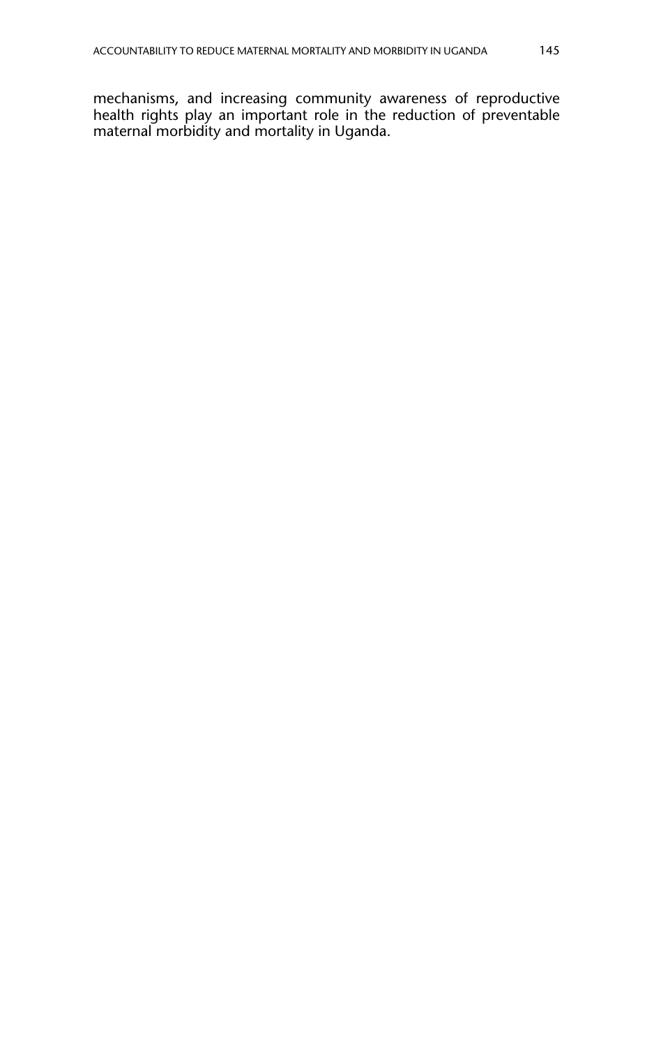mechanisms, and increasing community awareness of reproductive health rights play an important role in the reduction of preventable maternal morbidity and mortality in Uganda.